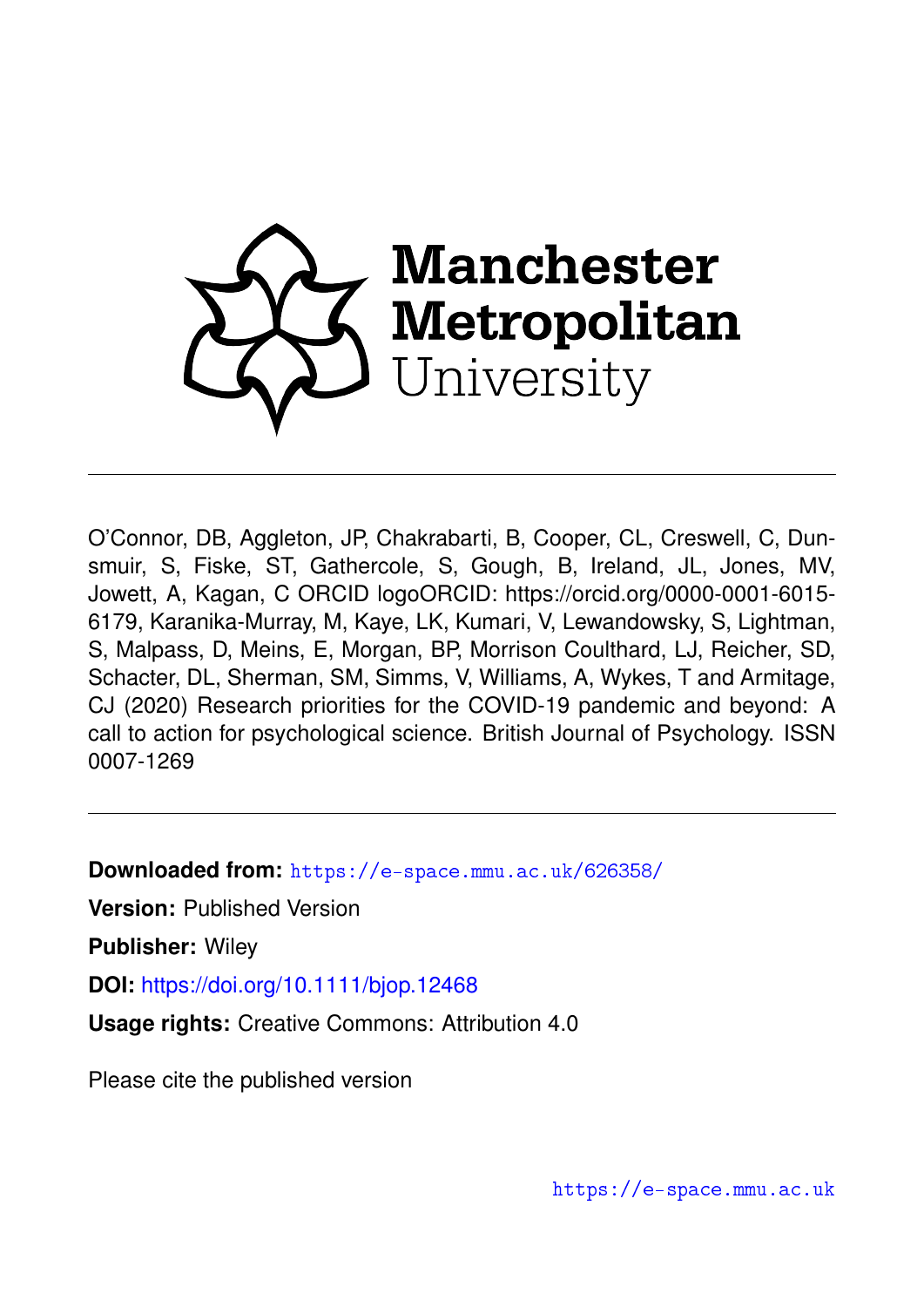Manchester Metropolitan University

O'Connor, DB, Aggleton, JP, Chakrabarti, B, Cooper, CL, Creswell, C, Dunsmuir, S, Fiske, ST, Gathercole, S, Gough, B, Ireland, JL, Jones, MV, Jowett, A, Kagan, C ORCID logoORCID: https://orcid.org/0000-0001-6015-6179, Karanika-Murray, M, Kaye, LK, Kumari, V, Lewandowsky, S, Lightman, S, Malpass, D, Meins, E, Morgan, BP, Morrison Coulthard, LJ, Reicher, SD, Schacter, DL, Sherman, SM, Simms, V, Williams, A, Wykes, T and Armitage, CJ (2020) Research priorities for the COVID-19 pandemic and beyond: A call to action for psychological science. British Journal of Psychology. ISSN 0007-1269

**Downloaded from:** https://e-space.mmu.ac.uk/626358/

**Version:** Published Version

**Publisher:** Wiley

**DOI:** https://doi.org/10.1111/bjop.12468

**Usage rights:** Creative Commons: Attribution 4.0

Please cite the published version

https://e-space.mmu.ac.uk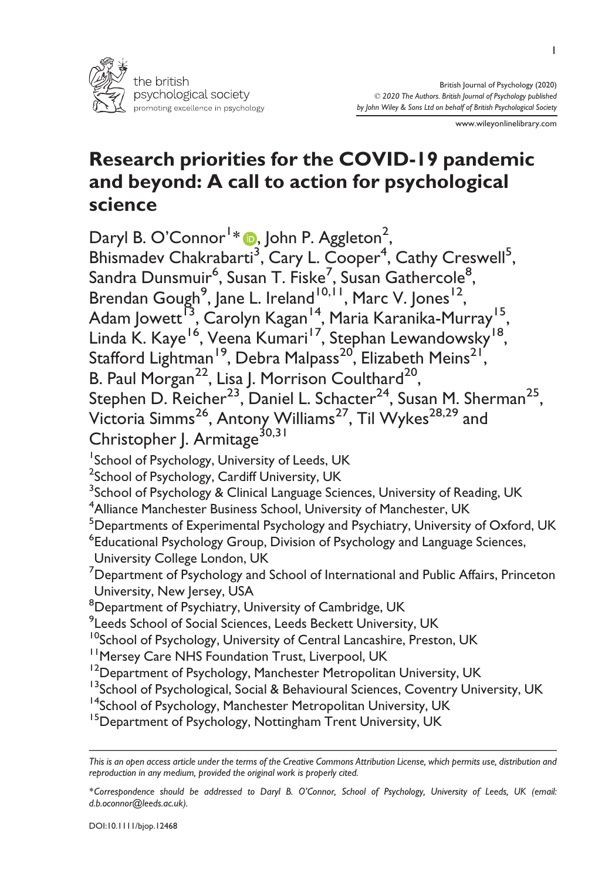# Research priorities for the COVID-19 pandemic and beyond: A call to action for psychological science

Daryl B. O'Connor[1]*, John P. Aggleton[2], Bhismadev Chakrabarti[3], Cary L. Cooper[4], Cathy Creswell[5], Sandra Dunsmuir[6], Susan T. Fiske[7], Susan Gathercole[8], Brendan Gough[9], Jane L. Ireland[10,11], Marc V. Jones[12], Adam Jowett[13], Carolyn Kagan[14], Maria Karanika-Murray[15], Linda K. Kaye[16], Veena Kumari[17], Stephan Lewandowsky[18], Stafford Lightman[19], Debra Malpass[20], Elizabeth Meins[21], B. Paul Morgan[22], Lisa J. Morrison Coulthard[20], Stephen D. Reicher[23], Daniel L. Schacter[24], Susan M. Sherman[25], Victoria Simms[26], Antony Williams[27], Til Wykes[28,29] and Christopher J. Armitage[30,31]

[1]School of Psychology, University of Leeds, UK
[2]School of Psychology, Cardiff University, UK
[3]School of Psychology & Clinical Language Sciences, University of Reading, UK
[4]Alliance Manchester Business School, University of Manchester, UK
[5]Departments of Experimental Psychology and Psychiatry, University of Oxford, UK
[6]Educational Psychology Group, Division of Psychology and Language Sciences, University College London, UK
[7]Department of Psychology and School of International and Public Affairs, Princeton University, New Jersey, USA
[8]Department of Psychiatry, University of Cambridge, UK
[9]Leeds School of Social Sciences, Leeds Beckett University, UK
[10]School of Psychology, University of Central Lancashire, Preston, UK
[11]Mersey Care NHS Foundation Trust, Liverpool, UK
[12]Department of Psychology, Manchester Metropolitan University, UK
[13]School of Psychological, Social & Behavioural Sciences, Coventry University, UK
[14]School of Psychology, Manchester Metropolitan University, UK
[15]Department of Psychology, Nottingham Trent University, UK

*This is an open access article under the terms of the Creative Commons Attribution License, which permits use, distribution and reproduction in any medium, provided the original work is properly cited.*

**Correspondence should be addressed to Daryl B. O'Connor, School of Psychology, University of Leeds, UK (email: d.b.oconnor@leeds.ac.uk).*

DOI:10.1111/bjop.12468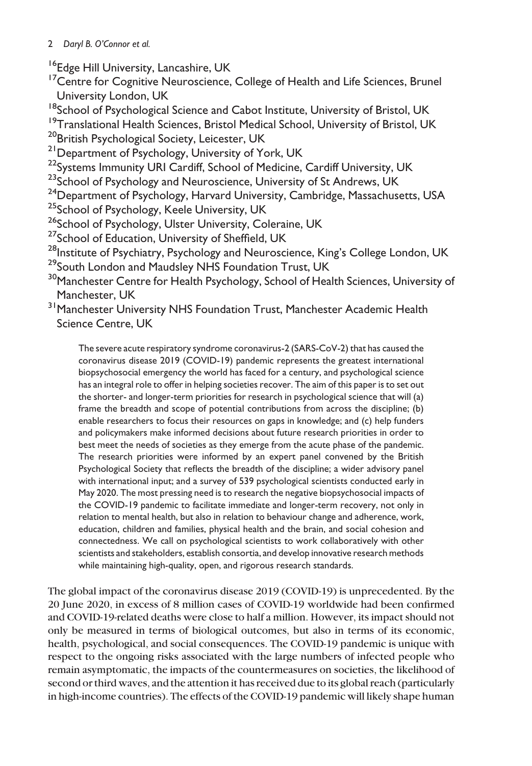[16]Edge Hill University, Lancashire, UK

[17]Centre for Cognitive Neuroscience, College of Health and Life Sciences, Brunel University London, UK

[18]School of Psychological Science and Cabot Institute, University of Bristol, UK

[19]Translational Health Sciences, Bristol Medical School, University of Bristol, UK

[20]British Psychological Society, Leicester, UK

[21]Department of Psychology, University of York, UK

[22]Systems Immunity URI Cardiff, School of Medicine, Cardiff University, UK

[23]School of Psychology and Neuroscience, University of St Andrews, UK

[24]Department of Psychology, Harvard University, Cambridge, Massachusetts, USA

[25]School of Psychology, Keele University, UK

[26]School of Psychology, Ulster University, Coleraine, UK

[27]School of Education, University of Sheffield, UK

[28]Institute of Psychiatry, Psychology and Neuroscience, King's College London, UK

[29]South London and Maudsley NHS Foundation Trust, UK

[30]Manchester Centre for Health Psychology, School of Health Sciences, University of Manchester, UK

[31]Manchester University NHS Foundation Trust, Manchester Academic Health Science Centre, UK

> The severe acute respiratory syndrome coronavirus-2 (SARS-CoV-2) that has caused the coronavirus disease 2019 (COVID-19) pandemic represents the greatest international biopsychosocial emergency the world has faced for a century, and psychological science has an integral role to offer in helping societies recover. The aim of this paper is to set out the shorter- and longer-term priorities for research in psychological science that will (a) frame the breadth and scope of potential contributions from across the discipline; (b) enable researchers to focus their resources on gaps in knowledge; and (c) help funders and policymakers make informed decisions about future research priorities in order to best meet the needs of societies as they emerge from the acute phase of the pandemic. The research priorities were informed by an expert panel convened by the British Psychological Society that reflects the breadth of the discipline; a wider advisory panel with international input; and a survey of 539 psychological scientists conducted early in May 2020. The most pressing need is to research the negative biopsychosocial impacts of the COVID-19 pandemic to facilitate immediate and longer-term recovery, not only in relation to mental health, but also in relation to behaviour change and adherence, work, education, children and families, physical health and the brain, and social cohesion and connectedness. We call on psychological scientists to work collaboratively with other scientists and stakeholders, establish consortia, and develop innovative research methods while maintaining high-quality, open, and rigorous research standards.

The global impact of the coronavirus disease 2019 (COVID-19) is unprecedented. By the 20 June 2020, in excess of 8 million cases of COVID-19 worldwide had been confirmed and COVID-19-related deaths were close to half a million. However, its impact should not only be measured in terms of biological outcomes, but also in terms of its economic, health, psychological, and social consequences. The COVID-19 pandemic is unique with respect to the ongoing risks associated with the large numbers of infected people who remain asymptomatic, the impacts of the countermeasures on societies, the likelihood of second or third waves, and the attention it has received due to its global reach (particularly in high-income countries). The effects of the COVID-19 pandemic will likely shape human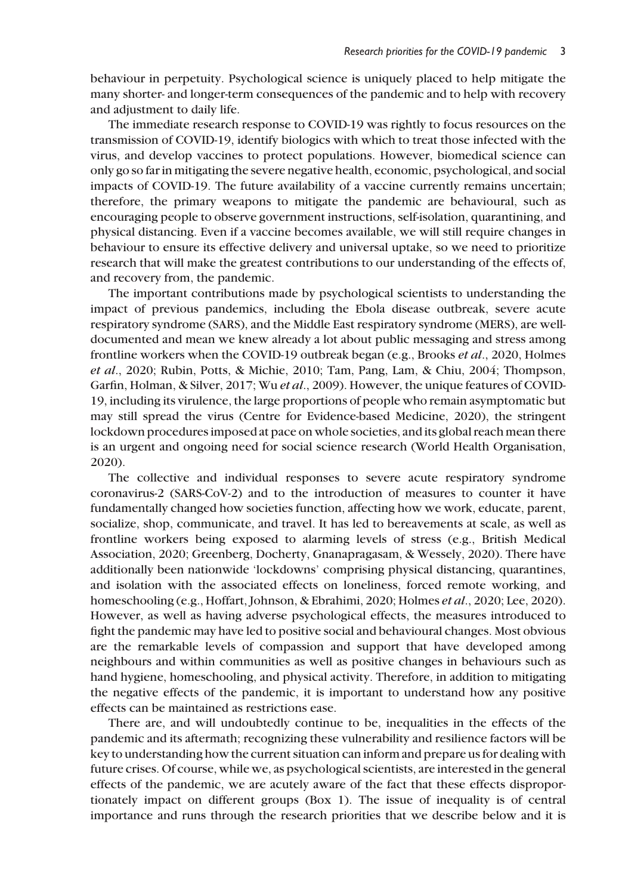behaviour in perpetuity. Psychological science is uniquely placed to help mitigate the many shorter- and longer-term consequences of the pandemic and to help with recovery and adjustment to daily life.

The immediate research response to COVID-19 was rightly to focus resources on the transmission of COVID-19, identify biologics with which to treat those infected with the virus, and develop vaccines to protect populations. However, biomedical science can only go so far in mitigating the severe negative health, economic, psychological, and social impacts of COVID-19. The future availability of a vaccine currently remains uncertain; therefore, the primary weapons to mitigate the pandemic are behavioural, such as encouraging people to observe government instructions, self-isolation, quarantining, and physical distancing. Even if a vaccine becomes available, we will still require changes in behaviour to ensure its effective delivery and universal uptake, so we need to prioritize research that will make the greatest contributions to our understanding of the effects of, and recovery from, the pandemic.

The important contributions made by psychological scientists to understanding the impact of previous pandemics, including the Ebola disease outbreak, severe acute respiratory syndrome (SARS), and the Middle East respiratory syndrome (MERS), are well-documented and mean we knew already a lot about public messaging and stress among frontline workers when the COVID-19 outbreak began (e.g., Brooks *et al*., 2020, Holmes *et al*., 2020; Rubin, Potts, & Michie, 2010; Tam, Pang, Lam, & Chiu, 2004; Thompson, Garfin, Holman, & Silver, 2017; Wu *et al*., 2009). However, the unique features of COVID-19, including its virulence, the large proportions of people who remain asymptomatic but may still spread the virus (Centre for Evidence-based Medicine, 2020), the stringent lockdown procedures imposed at pace on whole societies, and its global reach mean there is an urgent and ongoing need for social science research (World Health Organisation, 2020).

The collective and individual responses to severe acute respiratory syndrome coronavirus-2 (SARS-CoV-2) and to the introduction of measures to counter it have fundamentally changed how societies function, affecting how we work, educate, parent, socialize, shop, communicate, and travel. It has led to bereavements at scale, as well as frontline workers being exposed to alarming levels of stress (e.g., British Medical Association, 2020; Greenberg, Docherty, Gnanapragasam, & Wessely, 2020). There have additionally been nationwide 'lockdowns' comprising physical distancing, quarantines, and isolation with the associated effects on loneliness, forced remote working, and homeschooling (e.g., Hoffart, Johnson, & Ebrahimi, 2020; Holmes *et al*., 2020; Lee, 2020). However, as well as having adverse psychological effects, the measures introduced to fight the pandemic may have led to positive social and behavioural changes. Most obvious are the remarkable levels of compassion and support that have developed among neighbours and within communities as well as positive changes in behaviours such as hand hygiene, homeschooling, and physical activity. Therefore, in addition to mitigating the negative effects of the pandemic, it is important to understand how any positive effects can be maintained as restrictions ease.

There are, and will undoubtedly continue to be, inequalities in the effects of the pandemic and its aftermath; recognizing these vulnerability and resilience factors will be key to understanding how the current situation can inform and prepare us for dealing with future crises. Of course, while we, as psychological scientists, are interested in the general effects of the pandemic, we are acutely aware of the fact that these effects disproportionately impact on different groups (Box 1). The issue of inequality is of central importance and runs through the research priorities that we describe below and it is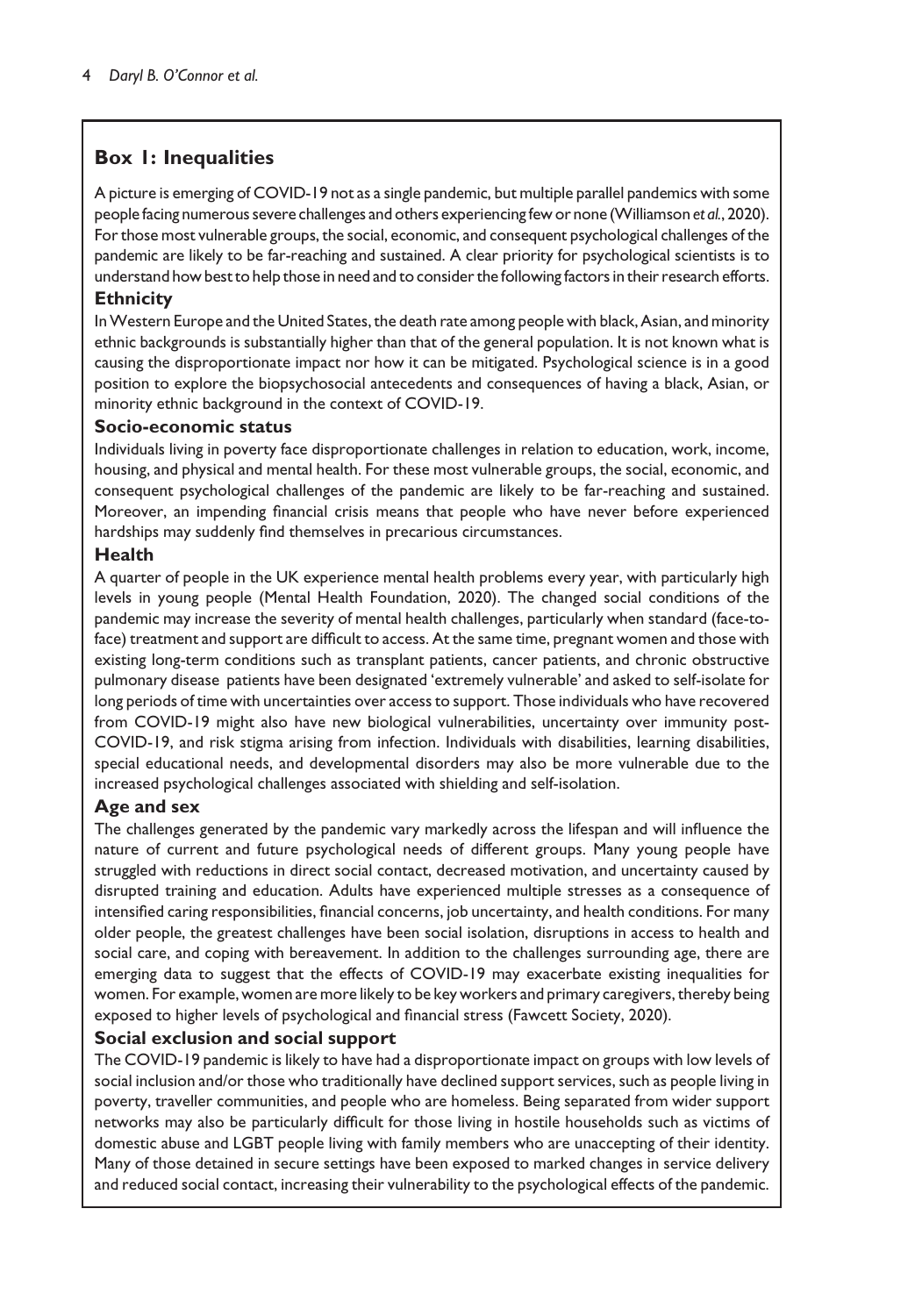## Box 1: Inequalities

A picture is emerging of COVID-19 not as a single pandemic, but multiple parallel pandemics with some people facing numerous severe challenges and others experiencing few or none (Williamson *et al.*, 2020). For those most vulnerable groups, the social, economic, and consequent psychological challenges of the pandemic are likely to be far-reaching and sustained. A clear priority for psychological scientists is to understand how best to help those in need and to consider the following factors in their research efforts.

### Ethnicity

In Western Europe and the United States, the death rate among people with black, Asian, and minority ethnic backgrounds is substantially higher than that of the general population. It is not known what is causing the disproportionate impact nor how it can be mitigated. Psychological science is in a good position to explore the biopsychosocial antecedents and consequences of having a black, Asian, or minority ethnic background in the context of COVID-19.

### Socio-economic status

Individuals living in poverty face disproportionate challenges in relation to education, work, income, housing, and physical and mental health. For these most vulnerable groups, the social, economic, and consequent psychological challenges of the pandemic are likely to be far-reaching and sustained. Moreover, an impending financial crisis means that people who have never before experienced hardships may suddenly find themselves in precarious circumstances.

### Health

A quarter of people in the UK experience mental health problems every year, with particularly high levels in young people (Mental Health Foundation, 2020). The changed social conditions of the pandemic may increase the severity of mental health challenges, particularly when standard (face-to-face) treatment and support are difficult to access. At the same time, pregnant women and those with existing long-term conditions such as transplant patients, cancer patients, and chronic obstructive pulmonary disease patients have been designated 'extremely vulnerable' and asked to self-isolate for long periods of time with uncertainties over access to support. Those individuals who have recovered from COVID-19 might also have new biological vulnerabilities, uncertainty over immunity post-COVID-19, and risk stigma arising from infection. Individuals with disabilities, learning disabilities, special educational needs, and developmental disorders may also be more vulnerable due to the increased psychological challenges associated with shielding and self-isolation.

### Age and sex

The challenges generated by the pandemic vary markedly across the lifespan and will influence the nature of current and future psychological needs of different groups. Many young people have struggled with reductions in direct social contact, decreased motivation, and uncertainty caused by disrupted training and education. Adults have experienced multiple stresses as a consequence of intensified caring responsibilities, financial concerns, job uncertainty, and health conditions. For many older people, the greatest challenges have been social isolation, disruptions in access to health and social care, and coping with bereavement. In addition to the challenges surrounding age, there are emerging data to suggest that the effects of COVID-19 may exacerbate existing inequalities for women. For example, women are more likely to be key workers and primary caregivers, thereby being exposed to higher levels of psychological and financial stress (Fawcett Society, 2020).

### Social exclusion and social support

The COVID-19 pandemic is likely to have had a disproportionate impact on groups with low levels of social inclusion and/or those who traditionally have declined support services, such as people living in poverty, traveller communities, and people who are homeless. Being separated from wider support networks may also be particularly difficult for those living in hostile households such as victims of domestic abuse and LGBT people living with family members who are unaccepting of their identity. Many of those detained in secure settings have been exposed to marked changes in service delivery and reduced social contact, increasing their vulnerability to the psychological effects of the pandemic.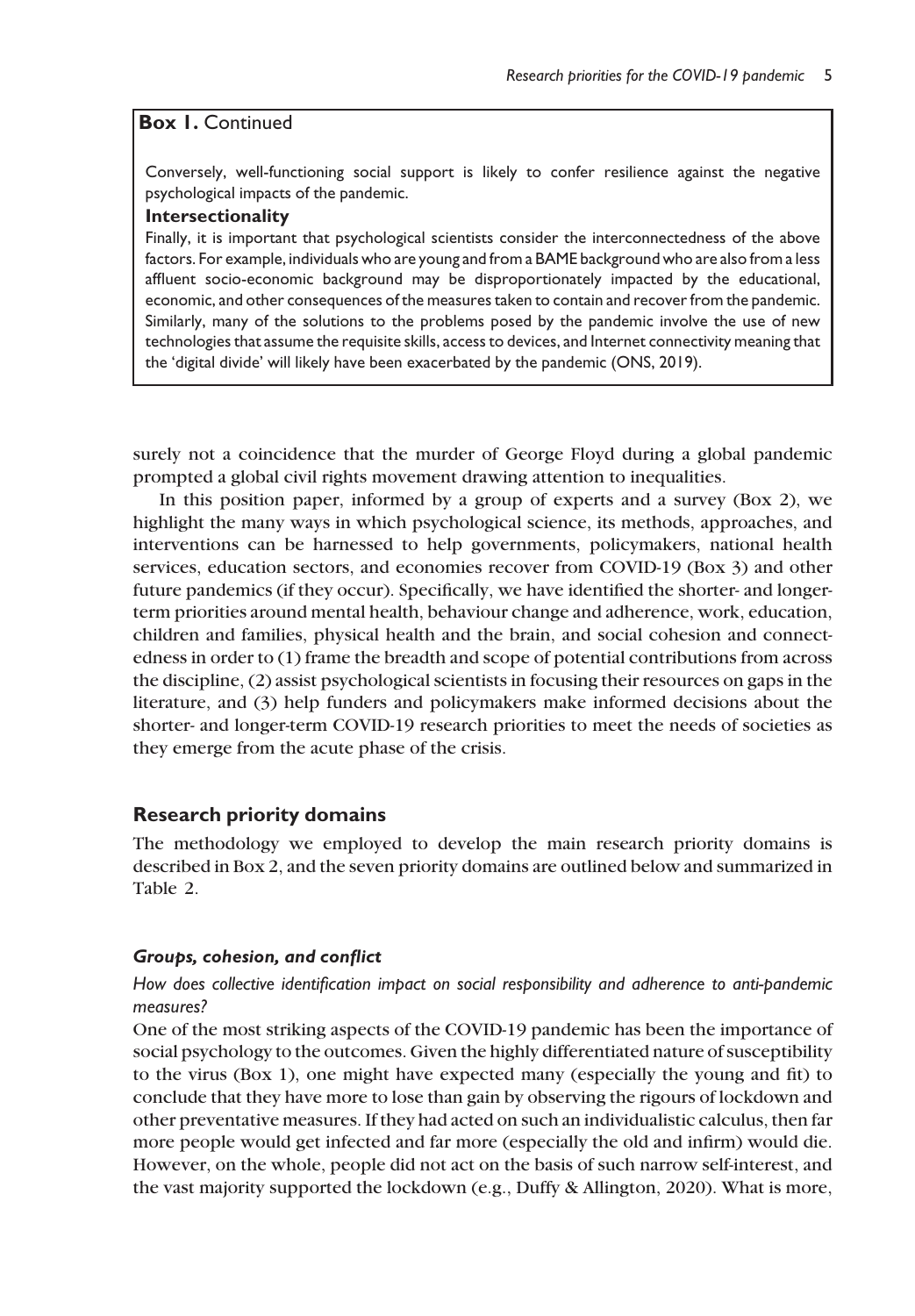**Box 1.** Continued

Conversely, well-functioning social support is likely to confer resilience against the negative psychological impacts of the pandemic.

**Intersectionality**

Finally, it is important that psychological scientists consider the interconnectedness of the above factors. For example, individuals who are young and from a BAME background who are also from a less affluent socio-economic background may be disproportionately impacted by the educational, economic, and other consequences of the measures taken to contain and recover from the pandemic. Similarly, many of the solutions to the problems posed by the pandemic involve the use of new technologies that assume the requisite skills, access to devices, and Internet connectivity meaning that the 'digital divide' will likely have been exacerbated by the pandemic (ONS, 2019).

surely not a coincidence that the murder of George Floyd during a global pandemic prompted a global civil rights movement drawing attention to inequalities.

In this position paper, informed by a group of experts and a survey (Box 2), we highlight the many ways in which psychological science, its methods, approaches, and interventions can be harnessed to help governments, policymakers, national health services, education sectors, and economies recover from COVID-19 (Box 3) and other future pandemics (if they occur). Specifically, we have identified the shorter- and longer-term priorities around mental health, behaviour change and adherence, work, education, children and families, physical health and the brain, and social cohesion and connectedness in order to (1) frame the breadth and scope of potential contributions from across the discipline, (2) assist psychological scientists in focusing their resources on gaps in the literature, and (3) help funders and policymakers make informed decisions about the shorter- and longer-term COVID-19 research priorities to meet the needs of societies as they emerge from the acute phase of the crisis.

## Research priority domains

The methodology we employed to develop the main research priority domains is described in Box 2, and the seven priority domains are outlined below and summarized in Table 2.

### *Groups, cohesion, and conflict*

*How does collective identification impact on social responsibility and adherence to anti-pandemic measures?*

One of the most striking aspects of the COVID-19 pandemic has been the importance of social psychology to the outcomes. Given the highly differentiated nature of susceptibility to the virus (Box 1), one might have expected many (especially the young and fit) to conclude that they have more to lose than gain by observing the rigours of lockdown and other preventative measures. If they had acted on such an individualistic calculus, then far more people would get infected and far more (especially the old and infirm) would die. However, on the whole, people did not act on the basis of such narrow self-interest, and the vast majority supported the lockdown (e.g., Duffy & Allington, 2020). What is more,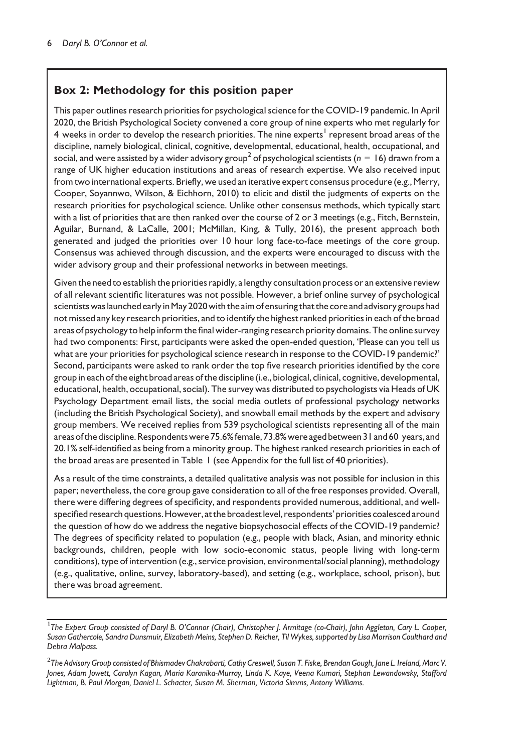## Box 2: Methodology for this position paper

This paper outlines research priorities for psychological science for the COVID-19 pandemic. In April 2020, the British Psychological Society convened a core group of nine experts who met regularly for 4 weeks in order to develop the research priorities. The nine experts[1] represent broad areas of the discipline, namely biological, clinical, cognitive, developmental, educational, health, occupational, and social, and were assisted by a wider advisory group[2] of psychological scientists ($n = 16$) drawn from a range of UK higher education institutions and areas of research expertise. We also received input from two international experts. Briefly, we used an iterative expert consensus procedure (e.g., Merry, Cooper, Soyannwo, Wilson, & Eichhorn, 2010) to elicit and distil the judgments of experts on the research priorities for psychological science. Unlike other consensus methods, which typically start with a list of priorities that are then ranked over the course of 2 or 3 meetings (e.g., Fitch, Bernstein, Aguilar, Burnand, & LaCalle, 2001; McMillan, King, & Tully, 2016), the present approach both generated and judged the priorities over 10 hour long face-to-face meetings of the core group. Consensus was achieved through discussion, and the experts were encouraged to discuss with the wider advisory group and their professional networks in between meetings.

Given the need to establish the priorities rapidly, a lengthy consultation process or an extensive review of all relevant scientific literatures was not possible. However, a brief online survey of psychological scientists was launched early in May 2020 with the aim of ensuring that the core and advisory groups had not missed any key research priorities, and to identify the highest ranked priorities in each of the broad areas of psychology to help inform the final wider-ranging research priority domains. The online survey had two components: First, participants were asked the open-ended question, 'Please can you tell us what are your priorities for psychological science research in response to the COVID-19 pandemic?' Second, participants were asked to rank order the top five research priorities identified by the core group in each of the eight broad areas of the discipline (i.e., biological, clinical, cognitive, developmental, educational, health, occupational, social). The survey was distributed to psychologists via Heads of UK Psychology Department email lists, the social media outlets of professional psychology networks (including the British Psychological Society), and snowball email methods by the expert and advisory group members. We received replies from 539 psychological scientists representing all of the main areas of the discipline. Respondents were 75.6% female, 73.8% were aged between 31 and 60 years, and 20.1% self-identified as being from a minority group. The highest ranked research priorities in each of the broad areas are presented in Table 1 (see Appendix for the full list of 40 priorities).

As a result of the time constraints, a detailed qualitative analysis was not possible for inclusion in this paper; nevertheless, the core group gave consideration to all of the free responses provided. Overall, there were differing degrees of specificity, and respondents provided numerous, additional, and well-specified research questions. However, at the broadest level, respondents' priorities coalesced around the question of how do we address the negative biopsychosocial effects of the COVID-19 pandemic? The degrees of specificity related to population (e.g., people with black, Asian, and minority ethnic backgrounds, children, people with low socio-economic status, people living with long-term conditions), type of intervention (e.g., service provision, environmental/social planning), methodology (e.g., qualitative, online, survey, laboratory-based), and setting (e.g., workplace, school, prison), but there was broad agreement.

---

[1] *The Expert Group consisted of Daryl B. O'Connor (Chair), Christopher J. Armitage (co-Chair), John Aggleton, Cary L. Cooper, Susan Gathercole, Sandra Dunsmuir, Elizabeth Meins, Stephen D. Reicher, Til Wykes, supported by Lisa Morrison Coulthard and Debra Malpass.*

[2] *The Advisory Group consisted of Bhismadev Chakrabarti, Cathy Creswell, Susan T. Fiske, Brendan Gough, Jane L. Ireland, Marc V. Jones, Adam Jowett, Carolyn Kagan, Maria Karanika-Murray, Linda K. Kaye, Veena Kumari, Stephan Lewandowsky, Stafford Lightman, B. Paul Morgan, Daniel L. Schacter, Susan M. Sherman, Victoria Simms, Antony Williams.*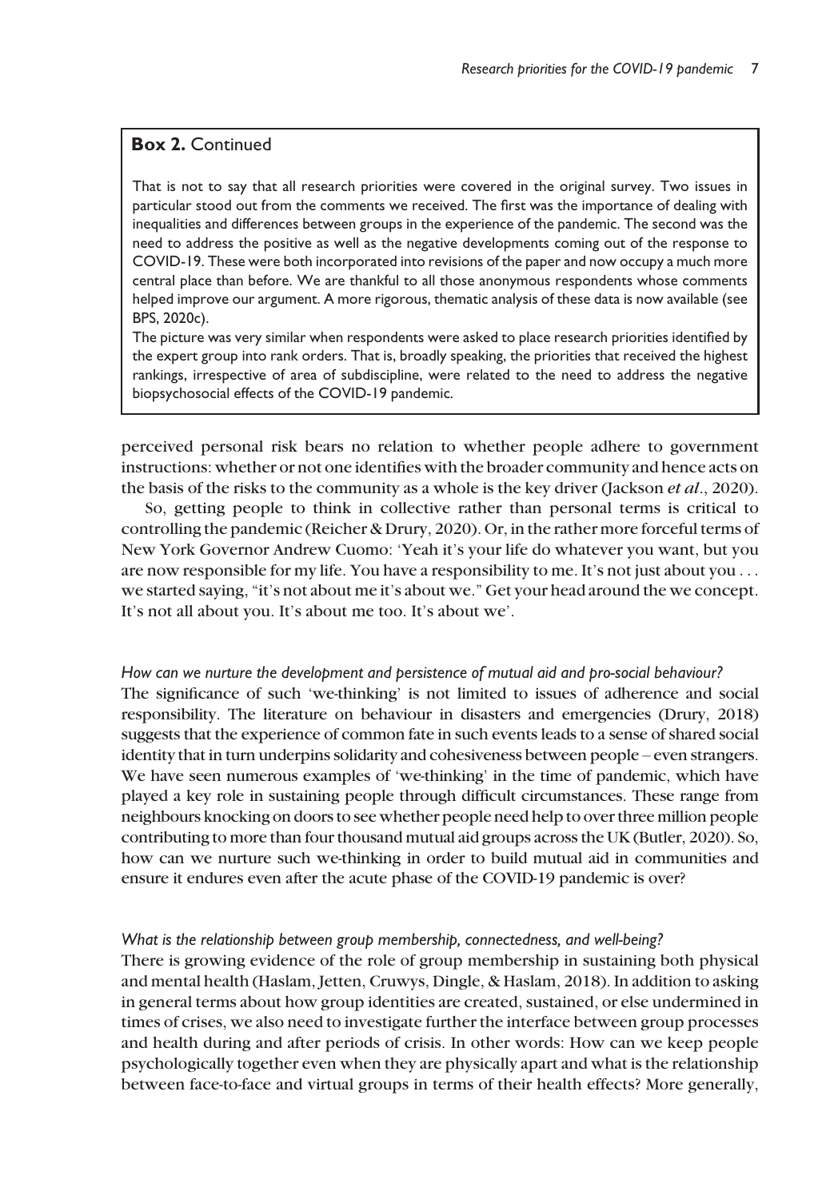**Box 2.** Continued

That is not to say that all research priorities were covered in the original survey. Two issues in particular stood out from the comments we received. The first was the importance of dealing with inequalities and differences between groups in the experience of the pandemic. The second was the need to address the positive as well as the negative developments coming out of the response to COVID-19. These were both incorporated into revisions of the paper and now occupy a much more central place than before. We are thankful to all those anonymous respondents whose comments helped improve our argument. A more rigorous, thematic analysis of these data is now available (see BPS, 2020c).

The picture was very similar when respondents were asked to place research priorities identified by the expert group into rank orders. That is, broadly speaking, the priorities that received the highest rankings, irrespective of area of subdiscipline, were related to the need to address the negative biopsychosocial effects of the COVID-19 pandemic.

perceived personal risk bears no relation to whether people adhere to government instructions: whether or not one identifies with the broader community and hence acts on the basis of the risks to the community as a whole is the key driver (Jackson *et al*., 2020).

So, getting people to think in collective rather than personal terms is critical to controlling the pandemic (Reicher & Drury, 2020). Or, in the rather more forceful terms of New York Governor Andrew Cuomo: 'Yeah it's your life do whatever you want, but you are now responsible for my life. You have a responsibility to me. It's not just about you . . . we started saying, "it's not about me it's about we." Get your head around the we concept. It's not all about you. It's about me too. It's about we'.

*How can we nurture the development and persistence of mutual aid and pro-social behaviour?*

The significance of such 'we-thinking' is not limited to issues of adherence and social responsibility. The literature on behaviour in disasters and emergencies (Drury, 2018) suggests that the experience of common fate in such events leads to a sense of shared social identity that in turn underpins solidarity and cohesiveness between people – even strangers. We have seen numerous examples of 'we-thinking' in the time of pandemic, which have played a key role in sustaining people through difficult circumstances. These range from neighbours knocking on doors to see whether people need help to over three million people contributing to more than four thousand mutual aid groups across the UK (Butler, 2020). So, how can we nurture such we-thinking in order to build mutual aid in communities and ensure it endures even after the acute phase of the COVID-19 pandemic is over?

*What is the relationship between group membership, connectedness, and well-being?*

There is growing evidence of the role of group membership in sustaining both physical and mental health (Haslam, Jetten, Cruwys, Dingle, & Haslam, 2018). In addition to asking in general terms about how group identities are created, sustained, or else undermined in times of crises, we also need to investigate further the interface between group processes and health during and after periods of crisis. In other words: How can we keep people psychologically together even when they are physically apart and what is the relationship between face-to-face and virtual groups in terms of their health effects? More generally,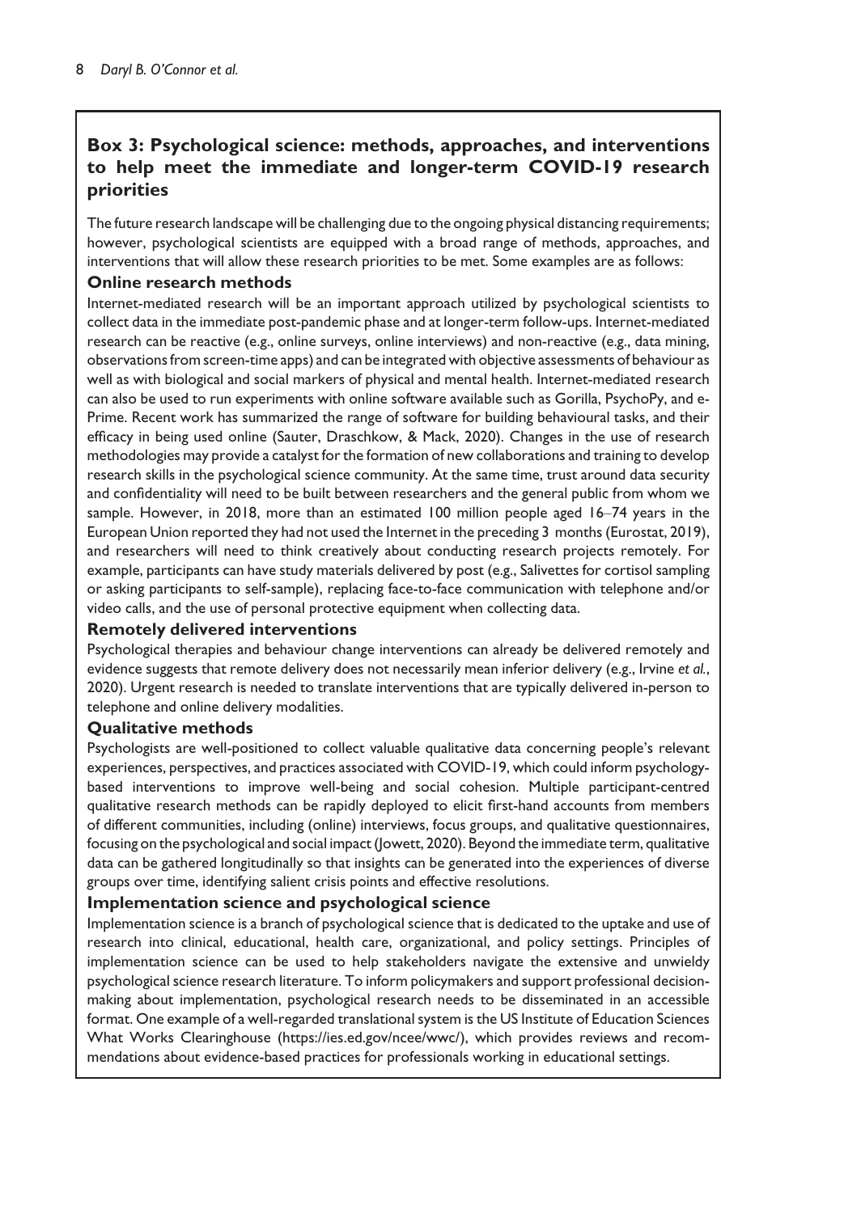## Box 3: Psychological science: methods, approaches, and interventions to help meet the immediate and longer-term COVID-19 research priorities

The future research landscape will be challenging due to the ongoing physical distancing requirements; however, psychological scientists are equipped with a broad range of methods, approaches, and interventions that will allow these research priorities to be met. Some examples are as follows:

### Online research methods

Internet-mediated research will be an important approach utilized by psychological scientists to collect data in the immediate post-pandemic phase and at longer-term follow-ups. Internet-mediated research can be reactive (e.g., online surveys, online interviews) and non-reactive (e.g., data mining, observations from screen-time apps) and can be integrated with objective assessments of behaviour as well as with biological and social markers of physical and mental health. Internet-mediated research can also be used to run experiments with online software available such as Gorilla, PsychoPy, and e-Prime. Recent work has summarized the range of software for building behavioural tasks, and their efficacy in being used online (Sauter, Draschkow, & Mack, 2020). Changes in the use of research methodologies may provide a catalyst for the formation of new collaborations and training to develop research skills in the psychological science community. At the same time, trust around data security and confidentiality will need to be built between researchers and the general public from whom we sample. However, in 2018, more than an estimated 100 million people aged 16–74 years in the European Union reported they had not used the Internet in the preceding 3 months (Eurostat, 2019), and researchers will need to think creatively about conducting research projects remotely. For example, participants can have study materials delivered by post (e.g., Salivettes for cortisol sampling or asking participants to self-sample), replacing face-to-face communication with telephone and/or video calls, and the use of personal protective equipment when collecting data.

### Remotely delivered interventions

Psychological therapies and behaviour change interventions can already be delivered remotely and evidence suggests that remote delivery does not necessarily mean inferior delivery (e.g., Irvine *et al.*, 2020). Urgent research is needed to translate interventions that are typically delivered in-person to telephone and online delivery modalities.

### Qualitative methods

Psychologists are well-positioned to collect valuable qualitative data concerning people's relevant experiences, perspectives, and practices associated with COVID-19, which could inform psychology-based interventions to improve well-being and social cohesion. Multiple participant-centred qualitative research methods can be rapidly deployed to elicit first-hand accounts from members of different communities, including (online) interviews, focus groups, and qualitative questionnaires, focusing on the psychological and social impact (Jowett, 2020). Beyond the immediate term, qualitative data can be gathered longitudinally so that insights can be generated into the experiences of diverse groups over time, identifying salient crisis points and effective resolutions.

### Implementation science and psychological science

Implementation science is a branch of psychological science that is dedicated to the uptake and use of research into clinical, educational, health care, organizational, and policy settings. Principles of implementation science can be used to help stakeholders navigate the extensive and unwieldy psychological science research literature. To inform policymakers and support professional decision-making about implementation, psychological research needs to be disseminated in an accessible format. One example of a well-regarded translational system is the US Institute of Education Sciences What Works Clearinghouse (https://ies.ed.gov/ncee/wwc/), which provides reviews and recommendations about evidence-based practices for professionals working in educational settings.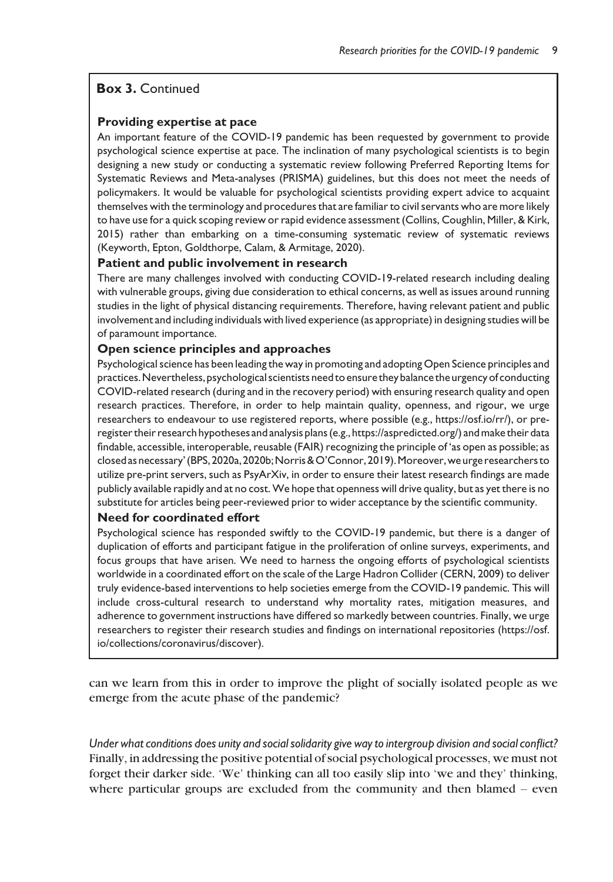**Box 3.** Continued

**Providing expertise at pace**

An important feature of the COVID-19 pandemic has been requested by government to provide psychological science expertise at pace. The inclination of many psychological scientists is to begin designing a new study or conducting a systematic review following Preferred Reporting Items for Systematic Reviews and Meta-analyses (PRISMA) guidelines, but this does not meet the needs of policymakers. It would be valuable for psychological scientists providing expert advice to acquaint themselves with the terminology and procedures that are familiar to civil servants who are more likely to have use for a quick scoping review or rapid evidence assessment (Collins, Coughlin, Miller, & Kirk, 2015) rather than embarking on a time-consuming systematic review of systematic reviews (Keyworth, Epton, Goldthorpe, Calam, & Armitage, 2020).

**Patient and public involvement in research**

There are many challenges involved with conducting COVID-19-related research including dealing with vulnerable groups, giving due consideration to ethical concerns, as well as issues around running studies in the light of physical distancing requirements. Therefore, having relevant patient and public involvement and including individuals with lived experience (as appropriate) in designing studies will be of paramount importance.

**Open science principles and approaches**

Psychological science has been leading the way in promoting and adopting Open Science principles and practices. Nevertheless, psychological scientists need to ensure they balance the urgency of conducting COVID-related research (during and in the recovery period) with ensuring research quality and open research practices. Therefore, in order to help maintain quality, openness, and rigour, we urge researchers to endeavour to use registered reports, where possible (e.g., https://osf.io/rr/), or pre-register their research hypotheses and analysis plans (e.g., https://aspredicted.org/) and make their data findable, accessible, interoperable, reusable (FAIR) recognizing the principle of 'as open as possible; as closed as necessary' (BPS, 2020a, 2020b; Norris & O'Connor, 2019). Moreover, we urge researchers to utilize pre-print servers, such as PsyArXiv, in order to ensure their latest research findings are made publicly available rapidly and at no cost. We hope that openness will drive quality, but as yet there is no substitute for articles being peer-reviewed prior to wider acceptance by the scientific community.

**Need for coordinated effort**

Psychological science has responded swiftly to the COVID-19 pandemic, but there is a danger of duplication of efforts and participant fatigue in the proliferation of online surveys, experiments, and focus groups that have arisen. We need to harness the ongoing efforts of psychological scientists worldwide in a coordinated effort on the scale of the Large Hadron Collider (CERN, 2009) to deliver truly evidence-based interventions to help societies emerge from the COVID-19 pandemic. This will include cross-cultural research to understand why mortality rates, mitigation measures, and adherence to government instructions have differed so markedly between countries. Finally, we urge researchers to register their research studies and findings on international repositories (https://osf.io/collections/coronavirus/discover).

can we learn from this in order to improve the plight of socially isolated people as we emerge from the acute phase of the pandemic?

*Under what conditions does unity and social solidarity give way to intergroup division and social conflict?* Finally, in addressing the positive potential of social psychological processes, we must not forget their darker side. 'We' thinking can all too easily slip into 'we and they' thinking, where particular groups are excluded from the community and then blamed – even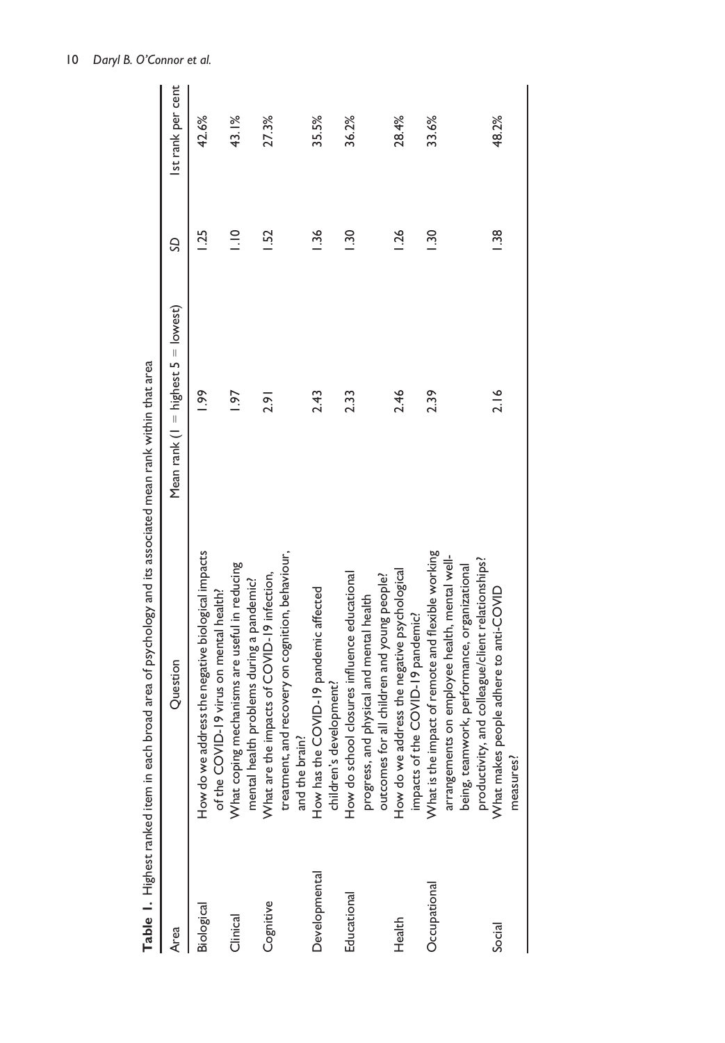**Table 1.** Highest ranked item in each broad area of psychology and its associated mean rank within that area

| Area | Question | Mean rank (1 = highest 5 = lowest) | SD | 1st rank per cent |
|---|---|---|---|---|
| Biological | How do we address the negative biological impacts of the COVID-19 virus on mental health? | 1.99 | 1.25 | 42.6% |
| Clinical | What coping mechanisms are useful in reducing mental health problems during a pandemic? | 1.97 | 1.10 | 43.1% |
| Cognitive | What are the impacts of COVID-19 infection, treatment, and recovery on cognition, behaviour, and the brain? | 2.91 | 1.52 | 27.3% |
| Developmental | How has the COVID-19 pandemic affected children's development? | 2.43 | 1.36 | 35.5% |
| Educational | How do school closures influence educational progress, and physical and mental health outcomes for all children and young people? | 2.33 | 1.30 | 36.2% |
| Health | How do we address the negative psychological impacts of the COVID-19 pandemic? | 2.46 | 1.26 | 28.4% |
| Occupational | What is the impact of remote and flexible working arrangements on employee health, mental well-being, teamwork, performance, organizational productivity, and colleague/client relationships? | 2.39 | 1.30 | 33.6% |
| Social | What makes people adhere to anti-COVID measures? | 2.16 | 1.38 | 48.2% |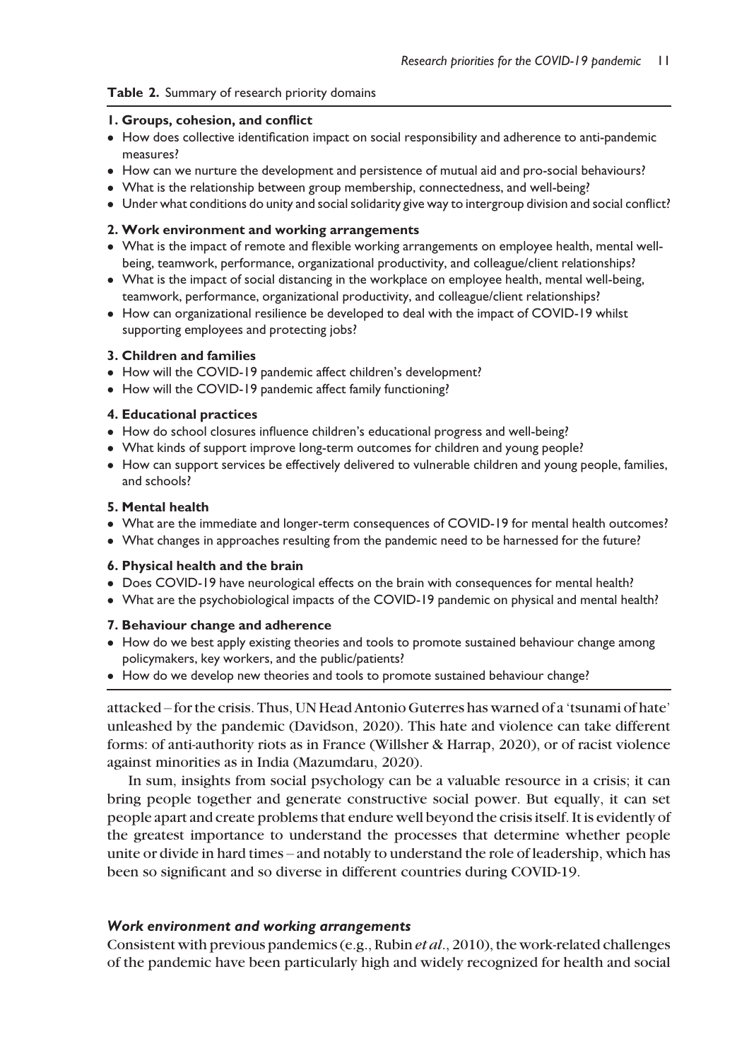**Table 2.** Summary of research priority domains

**1. Groups, cohesion, and conflict**

- How does collective identification impact on social responsibility and adherence to anti-pandemic measures?
- How can we nurture the development and persistence of mutual aid and pro-social behaviours?
- What is the relationship between group membership, connectedness, and well-being?
- Under what conditions do unity and social solidarity give way to intergroup division and social conflict?

**2. Work environment and working arrangements**

- What is the impact of remote and flexible working arrangements on employee health, mental well-being, teamwork, performance, organizational productivity, and colleague/client relationships?
- What is the impact of social distancing in the workplace on employee health, mental well-being, teamwork, performance, organizational productivity, and colleague/client relationships?
- How can organizational resilience be developed to deal with the impact of COVID-19 whilst supporting employees and protecting jobs?

**3. Children and families**

- How will the COVID-19 pandemic affect children's development?
- How will the COVID-19 pandemic affect family functioning?

**4. Educational practices**

- How do school closures influence children's educational progress and well-being?
- What kinds of support improve long-term outcomes for children and young people?
- How can support services be effectively delivered to vulnerable children and young people, families, and schools?

**5. Mental health**

- What are the immediate and longer-term consequences of COVID-19 for mental health outcomes?
- What changes in approaches resulting from the pandemic need to be harnessed for the future?

**6. Physical health and the brain**

- Does COVID-19 have neurological effects on the brain with consequences for mental health?
- What are the psychobiological impacts of the COVID-19 pandemic on physical and mental health?

**7. Behaviour change and adherence**

- How do we best apply existing theories and tools to promote sustained behaviour change among policymakers, key workers, and the public/patients?
- How do we develop new theories and tools to promote sustained behaviour change?

attacked – for the crisis. Thus, UN Head Antonio Guterres has warned of a 'tsunami of hate' unleashed by the pandemic (Davidson, 2020). This hate and violence can take different forms: of anti-authority riots as in France (Willsher & Harrap, 2020), or of racist violence against minorities as in India (Mazumdaru, 2020).

In sum, insights from social psychology can be a valuable resource in a crisis; it can bring people together and generate constructive social power. But equally, it can set people apart and create problems that endure well beyond the crisis itself. It is evidently of the greatest importance to understand the processes that determine whether people unite or divide in hard times – and notably to understand the role of leadership, which has been so significant and so diverse in different countries during COVID-19.

### *Work environment and working arrangements*

Consistent with previous pandemics (e.g., Rubin *et al*., 2010), the work-related challenges of the pandemic have been particularly high and widely recognized for health and social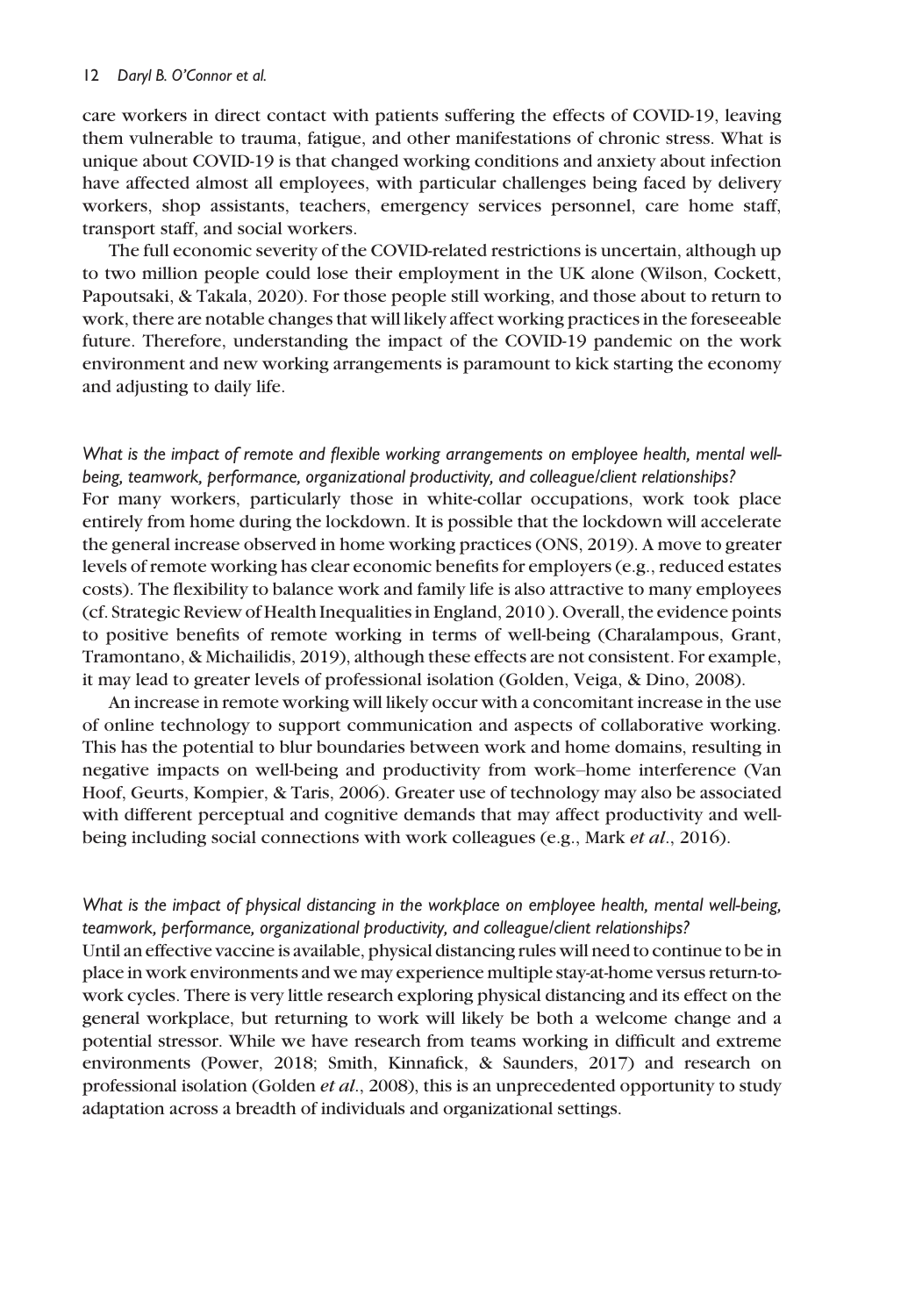care workers in direct contact with patients suffering the effects of COVID-19, leaving them vulnerable to trauma, fatigue, and other manifestations of chronic stress. What is unique about COVID-19 is that changed working conditions and anxiety about infection have affected almost all employees, with particular challenges being faced by delivery workers, shop assistants, teachers, emergency services personnel, care home staff, transport staff, and social workers.

The full economic severity of the COVID-related restrictions is uncertain, although up to two million people could lose their employment in the UK alone (Wilson, Cockett, Papoutsaki, & Takala, 2020). For those people still working, and those about to return to work, there are notable changes that will likely affect working practices in the foreseeable future. Therefore, understanding the impact of the COVID-19 pandemic on the work environment and new working arrangements is paramount to kick starting the economy and adjusting to daily life.

*What is the impact of remote and flexible working arrangements on employee health, mental well-being, teamwork, performance, organizational productivity, and colleague/client relationships?*

For many workers, particularly those in white-collar occupations, work took place entirely from home during the lockdown. It is possible that the lockdown will accelerate the general increase observed in home working practices (ONS, 2019). A move to greater levels of remote working has clear economic benefits for employers (e.g., reduced estates costs). The flexibility to balance work and family life is also attractive to many employees (cf. Strategic Review of Health Inequalities in England, 2010 ). Overall, the evidence points to positive benefits of remote working in terms of well-being (Charalampous, Grant, Tramontano, & Michailidis, 2019), although these effects are not consistent. For example, it may lead to greater levels of professional isolation (Golden, Veiga, & Dino, 2008).

An increase in remote working will likely occur with a concomitant increase in the use of online technology to support communication and aspects of collaborative working. This has the potential to blur boundaries between work and home domains, resulting in negative impacts on well-being and productivity from work–home interference (Van Hoof, Geurts, Kompier, & Taris, 2006). Greater use of technology may also be associated with different perceptual and cognitive demands that may affect productivity and well-being including social connections with work colleagues (e.g., Mark *et al*., 2016).

*What is the impact of physical distancing in the workplace on employee health, mental well-being, teamwork, performance, organizational productivity, and colleague/client relationships?*

Until an effective vaccine is available, physical distancing rules will need to continue to be in place in work environments and we may experience multiple stay-at-home versus return-to-work cycles. There is very little research exploring physical distancing and its effect on the general workplace, but returning to work will likely be both a welcome change and a potential stressor. While we have research from teams working in difficult and extreme environments (Power, 2018; Smith, Kinnafick, & Saunders, 2017) and research on professional isolation (Golden *et al*., 2008), this is an unprecedented opportunity to study adaptation across a breadth of individuals and organizational settings.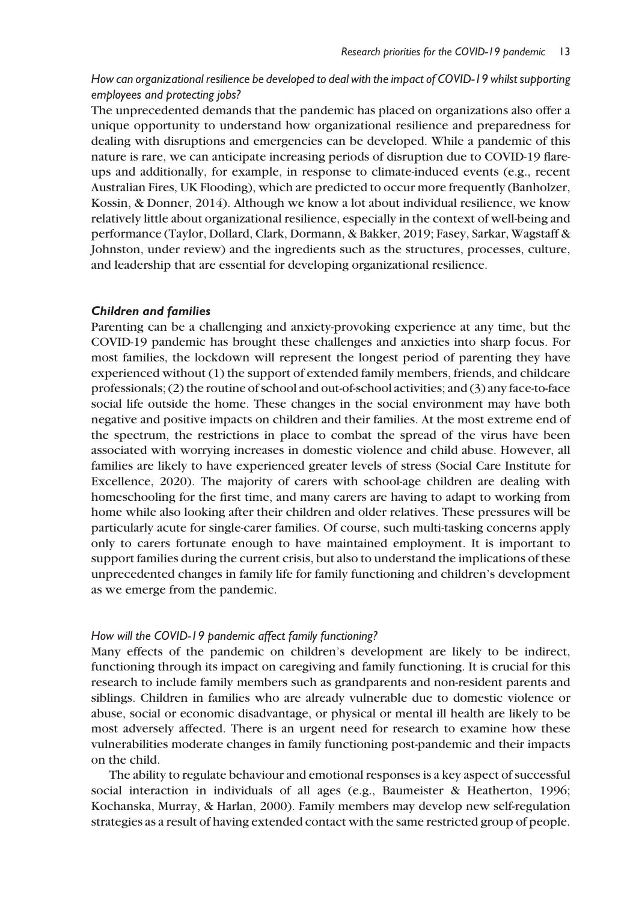*How can organizational resilience be developed to deal with the impact of COVID-19 whilst supporting employees and protecting jobs?*

The unprecedented demands that the pandemic has placed on organizations also offer a unique opportunity to understand how organizational resilience and preparedness for dealing with disruptions and emergencies can be developed. While a pandemic of this nature is rare, we can anticipate increasing periods of disruption due to COVID-19 flare-ups and additionally, for example, in response to climate-induced events (e.g., recent Australian Fires, UK Flooding), which are predicted to occur more frequently (Banholzer, Kossin, & Donner, 2014). Although we know a lot about individual resilience, we know relatively little about organizational resilience, especially in the context of well-being and performance (Taylor, Dollard, Clark, Dormann, & Bakker, 2019; Fasey, Sarkar, Wagstaff & Johnston, under review) and the ingredients such as the structures, processes, culture, and leadership that are essential for developing organizational resilience.

### *Children and families*

Parenting can be a challenging and anxiety-provoking experience at any time, but the COVID-19 pandemic has brought these challenges and anxieties into sharp focus. For most families, the lockdown will represent the longest period of parenting they have experienced without (1) the support of extended family members, friends, and childcare professionals; (2) the routine of school and out-of-school activities; and (3) any face-to-face social life outside the home. These changes in the social environment may have both negative and positive impacts on children and their families. At the most extreme end of the spectrum, the restrictions in place to combat the spread of the virus have been associated with worrying increases in domestic violence and child abuse. However, all families are likely to have experienced greater levels of stress (Social Care Institute for Excellence, 2020). The majority of carers with school-age children are dealing with homeschooling for the first time, and many carers are having to adapt to working from home while also looking after their children and older relatives. These pressures will be particularly acute for single-carer families. Of course, such multi-tasking concerns apply only to carers fortunate enough to have maintained employment. It is important to support families during the current crisis, but also to understand the implications of these unprecedented changes in family life for family functioning and children's development as we emerge from the pandemic.

*How will the COVID-19 pandemic affect family functioning?*

Many effects of the pandemic on children's development are likely to be indirect, functioning through its impact on caregiving and family functioning. It is crucial for this research to include family members such as grandparents and non-resident parents and siblings. Children in families who are already vulnerable due to domestic violence or abuse, social or economic disadvantage, or physical or mental ill health are likely to be most adversely affected. There is an urgent need for research to examine how these vulnerabilities moderate changes in family functioning post-pandemic and their impacts on the child.

The ability to regulate behaviour and emotional responses is a key aspect of successful social interaction in individuals of all ages (e.g., Baumeister & Heatherton, 1996; Kochanska, Murray, & Harlan, 2000). Family members may develop new self-regulation strategies as a result of having extended contact with the same restricted group of people.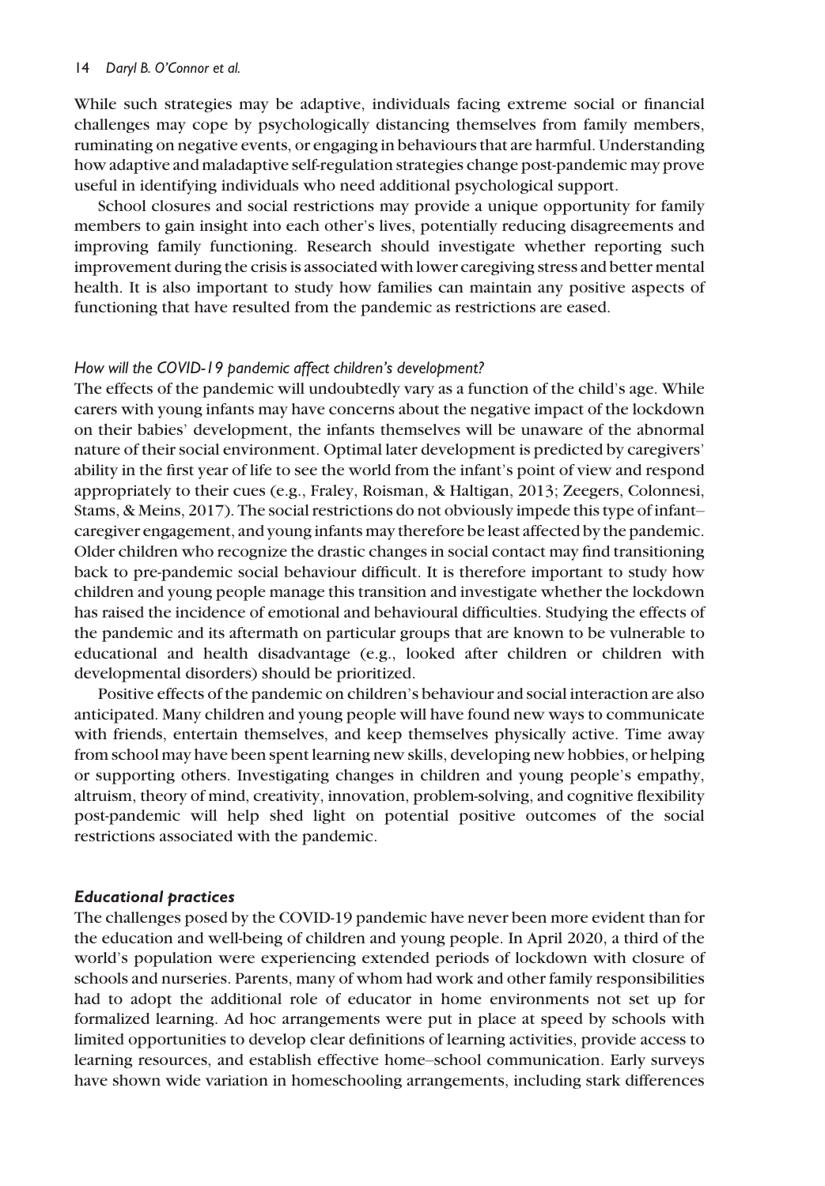While such strategies may be adaptive, individuals facing extreme social or financial challenges may cope by psychologically distancing themselves from family members, ruminating on negative events, or engaging in behaviours that are harmful. Understanding how adaptive and maladaptive self-regulation strategies change post-pandemic may prove useful in identifying individuals who need additional psychological support.

School closures and social restrictions may provide a unique opportunity for family members to gain insight into each other's lives, potentially reducing disagreements and improving family functioning. Research should investigate whether reporting such improvement during the crisis is associated with lower caregiving stress and better mental health. It is also important to study how families can maintain any positive aspects of functioning that have resulted from the pandemic as restrictions are eased.

#### *How will the COVID-19 pandemic affect children's development?*

The effects of the pandemic will undoubtedly vary as a function of the child's age. While carers with young infants may have concerns about the negative impact of the lockdown on their babies' development, the infants themselves will be unaware of the abnormal nature of their social environment. Optimal later development is predicted by caregivers' ability in the first year of life to see the world from the infant's point of view and respond appropriately to their cues (e.g., Fraley, Roisman, & Haltigan, 2013; Zeegers, Colonnesi, Stams, & Meins, 2017). The social restrictions do not obviously impede this type of infant–caregiver engagement, and young infants may therefore be least affected by the pandemic. Older children who recognize the drastic changes in social contact may find transitioning back to pre-pandemic social behaviour difficult. It is therefore important to study how children and young people manage this transition and investigate whether the lockdown has raised the incidence of emotional and behavioural difficulties. Studying the effects of the pandemic and its aftermath on particular groups that are known to be vulnerable to educational and health disadvantage (e.g., looked after children or children with developmental disorders) should be prioritized.

Positive effects of the pandemic on children's behaviour and social interaction are also anticipated. Many children and young people will have found new ways to communicate with friends, entertain themselves, and keep themselves physically active. Time away from school may have been spent learning new skills, developing new hobbies, or helping or supporting others. Investigating changes in children and young people's empathy, altruism, theory of mind, creativity, innovation, problem-solving, and cognitive flexibility post-pandemic will help shed light on potential positive outcomes of the social restrictions associated with the pandemic.

### ***Educational practices***

The challenges posed by the COVID-19 pandemic have never been more evident than for the education and well-being of children and young people. In April 2020, a third of the world's population were experiencing extended periods of lockdown with closure of schools and nurseries. Parents, many of whom had work and other family responsibilities had to adopt the additional role of educator in home environments not set up for formalized learning. Ad hoc arrangements were put in place at speed by schools with limited opportunities to develop clear definitions of learning activities, provide access to learning resources, and establish effective home–school communication. Early surveys have shown wide variation in homeschooling arrangements, including stark differences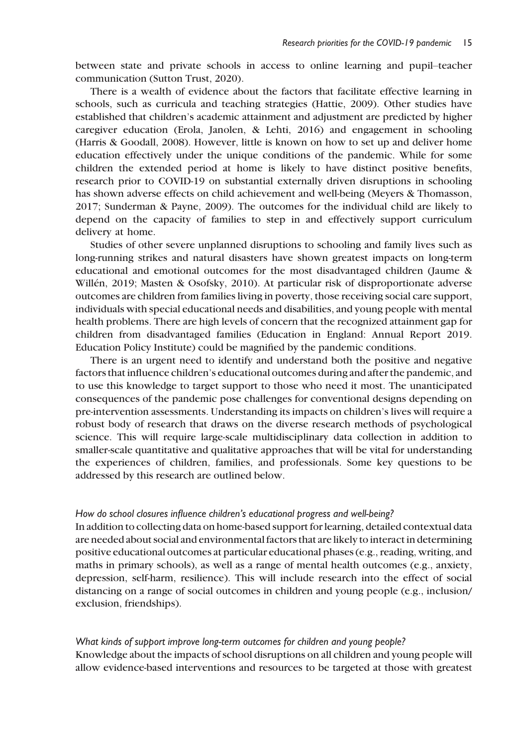between state and private schools in access to online learning and pupil–teacher communication (Sutton Trust, 2020).

There is a wealth of evidence about the factors that facilitate effective learning in schools, such as curricula and teaching strategies (Hattie, 2009). Other studies have established that children's academic attainment and adjustment are predicted by higher caregiver education (Erola, Janolen, & Lehti, 2016) and engagement in schooling (Harris & Goodall, 2008). However, little is known on how to set up and deliver home education effectively under the unique conditions of the pandemic. While for some children the extended period at home is likely to have distinct positive benefits, research prior to COVID-19 on substantial externally driven disruptions in schooling has shown adverse effects on child achievement and well-being (Meyers & Thomasson, 2017; Sunderman & Payne, 2009). The outcomes for the individual child are likely to depend on the capacity of families to step in and effectively support curriculum delivery at home.

Studies of other severe unplanned disruptions to schooling and family lives such as long-running strikes and natural disasters have shown greatest impacts on long-term educational and emotional outcomes for the most disadvantaged children (Jaume & Willén, 2019; Masten & Osofsky, 2010). At particular risk of disproportionate adverse outcomes are children from families living in poverty, those receiving social care support, individuals with special educational needs and disabilities, and young people with mental health problems. There are high levels of concern that the recognized attainment gap for children from disadvantaged families (Education in England: Annual Report 2019. Education Policy Institute) could be magnified by the pandemic conditions.

There is an urgent need to identify and understand both the positive and negative factors that influence children's educational outcomes during and after the pandemic, and to use this knowledge to target support to those who need it most. The unanticipated consequences of the pandemic pose challenges for conventional designs depending on pre-intervention assessments. Understanding its impacts on children's lives will require a robust body of research that draws on the diverse research methods of psychological science. This will require large-scale multidisciplinary data collection in addition to smaller-scale quantitative and qualitative approaches that will be vital for understanding the experiences of children, families, and professionals. Some key questions to be addressed by this research are outlined below.

*How do school closures influence children's educational progress and well-being?*

In addition to collecting data on home-based support for learning, detailed contextual data are needed about social and environmental factors that are likely to interact in determining positive educational outcomes at particular educational phases (e.g., reading, writing, and maths in primary schools), as well as a range of mental health outcomes (e.g., anxiety, depression, self-harm, resilience). This will include research into the effect of social distancing on a range of social outcomes in children and young people (e.g., inclusion/exclusion, friendships).

*What kinds of support improve long-term outcomes for children and young people?*

Knowledge about the impacts of school disruptions on all children and young people will allow evidence-based interventions and resources to be targeted at those with greatest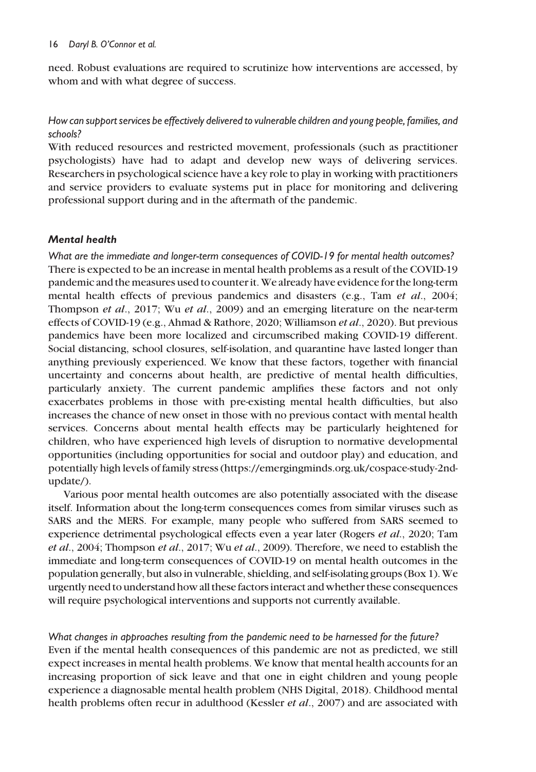need. Robust evaluations are required to scrutinize how interventions are accessed, by whom and with what degree of success.

*How can support services be effectively delivered to vulnerable children and young people, families, and schools?*

With reduced resources and restricted movement, professionals (such as practitioner psychologists) have had to adapt and develop new ways of delivering services. Researchers in psychological science have a key role to play in working with practitioners and service providers to evaluate systems put in place for monitoring and delivering professional support during and in the aftermath of the pandemic.

### *Mental health*

*What are the immediate and longer-term consequences of COVID-19 for mental health outcomes?*

There is expected to be an increase in mental health problems as a result of the COVID-19 pandemic and the measures used to counter it. We already have evidence for the long-term mental health effects of previous pandemics and disasters (e.g., Tam *et al*., 2004; Thompson *et al*., 2017; Wu *et al*., 2009) and an emerging literature on the near-term effects of COVID-19 (e.g., Ahmad & Rathore, 2020; Williamson *et al*., 2020). But previous pandemics have been more localized and circumscribed making COVID-19 different. Social distancing, school closures, self-isolation, and quarantine have lasted longer than anything previously experienced. We know that these factors, together with financial uncertainty and concerns about health, are predictive of mental health difficulties, particularly anxiety. The current pandemic amplifies these factors and not only exacerbates problems in those with pre-existing mental health difficulties, but also increases the chance of new onset in those with no previous contact with mental health services. Concerns about mental health effects may be particularly heightened for children, who have experienced high levels of disruption to normative developmental opportunities (including opportunities for social and outdoor play) and education, and potentially high levels of family stress (https://emergingminds.org.uk/cospace-study-2nd-update/).

Various poor mental health outcomes are also potentially associated with the disease itself. Information about the long-term consequences comes from similar viruses such as SARS and the MERS. For example, many people who suffered from SARS seemed to experience detrimental psychological effects even a year later (Rogers *et al*., 2020; Tam *et al*., 2004; Thompson *et al*., 2017; Wu *et al*., 2009). Therefore, we need to establish the immediate and long-term consequences of COVID-19 on mental health outcomes in the population generally, but also in vulnerable, shielding, and self-isolating groups (Box 1). We urgently need to understand how all these factors interact and whether these consequences will require psychological interventions and supports not currently available.

*What changes in approaches resulting from the pandemic need to be harnessed for the future?*

Even if the mental health consequences of this pandemic are not as predicted, we still expect increases in mental health problems. We know that mental health accounts for an increasing proportion of sick leave and that one in eight children and young people experience a diagnosable mental health problem (NHS Digital, 2018). Childhood mental health problems often recur in adulthood (Kessler *et al*., 2007) and are associated with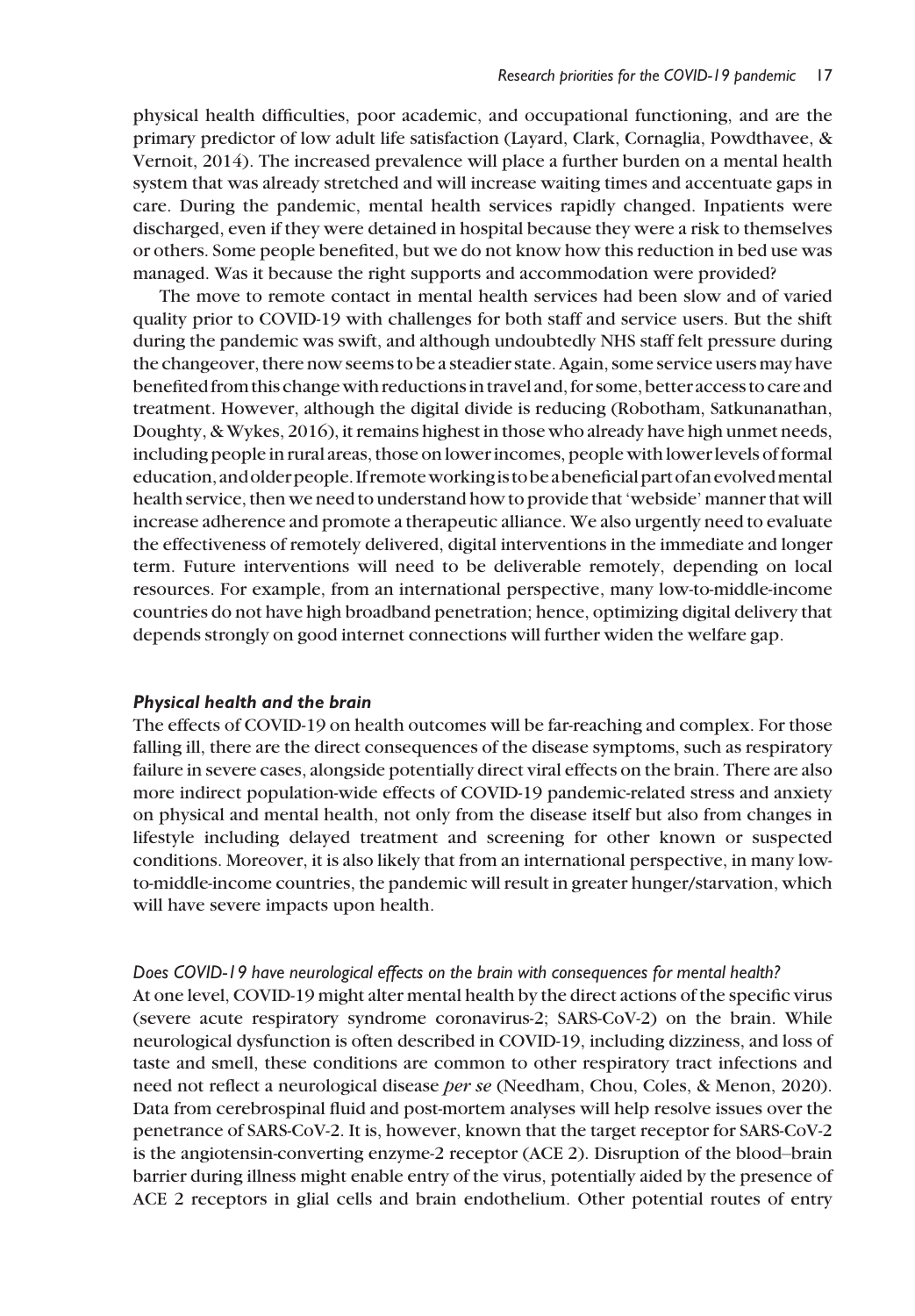physical health difficulties, poor academic, and occupational functioning, and are the primary predictor of low adult life satisfaction (Layard, Clark, Cornaglia, Powdthavee, & Vernoit, 2014). The increased prevalence will place a further burden on a mental health system that was already stretched and will increase waiting times and accentuate gaps in care. During the pandemic, mental health services rapidly changed. Inpatients were discharged, even if they were detained in hospital because they were a risk to themselves or others. Some people benefited, but we do not know how this reduction in bed use was managed. Was it because the right supports and accommodation were provided?

The move to remote contact in mental health services had been slow and of varied quality prior to COVID-19 with challenges for both staff and service users. But the shift during the pandemic was swift, and although undoubtedly NHS staff felt pressure during the changeover, there now seems to be a steadier state. Again, some service users may have benefited from this change with reductions in travel and, for some, better access to care and treatment. However, although the digital divide is reducing (Robotham, Satkunanathan, Doughty, & Wykes, 2016), it remains highest in those who already have high unmet needs, including people in rural areas, those on lower incomes, people with lower levels of formal education, and older people. If remote working is to be a beneficial part of an evolved mental health service, then we need to understand how to provide that 'webside' manner that will increase adherence and promote a therapeutic alliance. We also urgently need to evaluate the effectiveness of remotely delivered, digital interventions in the immediate and longer term. Future interventions will need to be deliverable remotely, depending on local resources. For example, from an international perspective, many low-to-middle-income countries do not have high broadband penetration; hence, optimizing digital delivery that depends strongly on good internet connections will further widen the welfare gap.

### *Physical health and the brain*

The effects of COVID-19 on health outcomes will be far-reaching and complex. For those falling ill, there are the direct consequences of the disease symptoms, such as respiratory failure in severe cases, alongside potentially direct viral effects on the brain. There are also more indirect population-wide effects of COVID-19 pandemic-related stress and anxiety on physical and mental health, not only from the disease itself but also from changes in lifestyle including delayed treatment and screening for other known or suspected conditions. Moreover, it is also likely that from an international perspective, in many low-to-middle-income countries, the pandemic will result in greater hunger/starvation, which will have severe impacts upon health.

#### *Does COVID-19 have neurological effects on the brain with consequences for mental health?*

At one level, COVID-19 might alter mental health by the direct actions of the specific virus (severe acute respiratory syndrome coronavirus-2; SARS-CoV-2) on the brain. While neurological dysfunction is often described in COVID-19, including dizziness, and loss of taste and smell, these conditions are common to other respiratory tract infections and need not reflect a neurological disease *per se* (Needham, Chou, Coles, & Menon, 2020). Data from cerebrospinal fluid and post-mortem analyses will help resolve issues over the penetrance of SARS-CoV-2. It is, however, known that the target receptor for SARS-CoV-2 is the angiotensin-converting enzyme-2 receptor (ACE 2). Disruption of the blood–brain barrier during illness might enable entry of the virus, potentially aided by the presence of ACE 2 receptors in glial cells and brain endothelium. Other potential routes of entry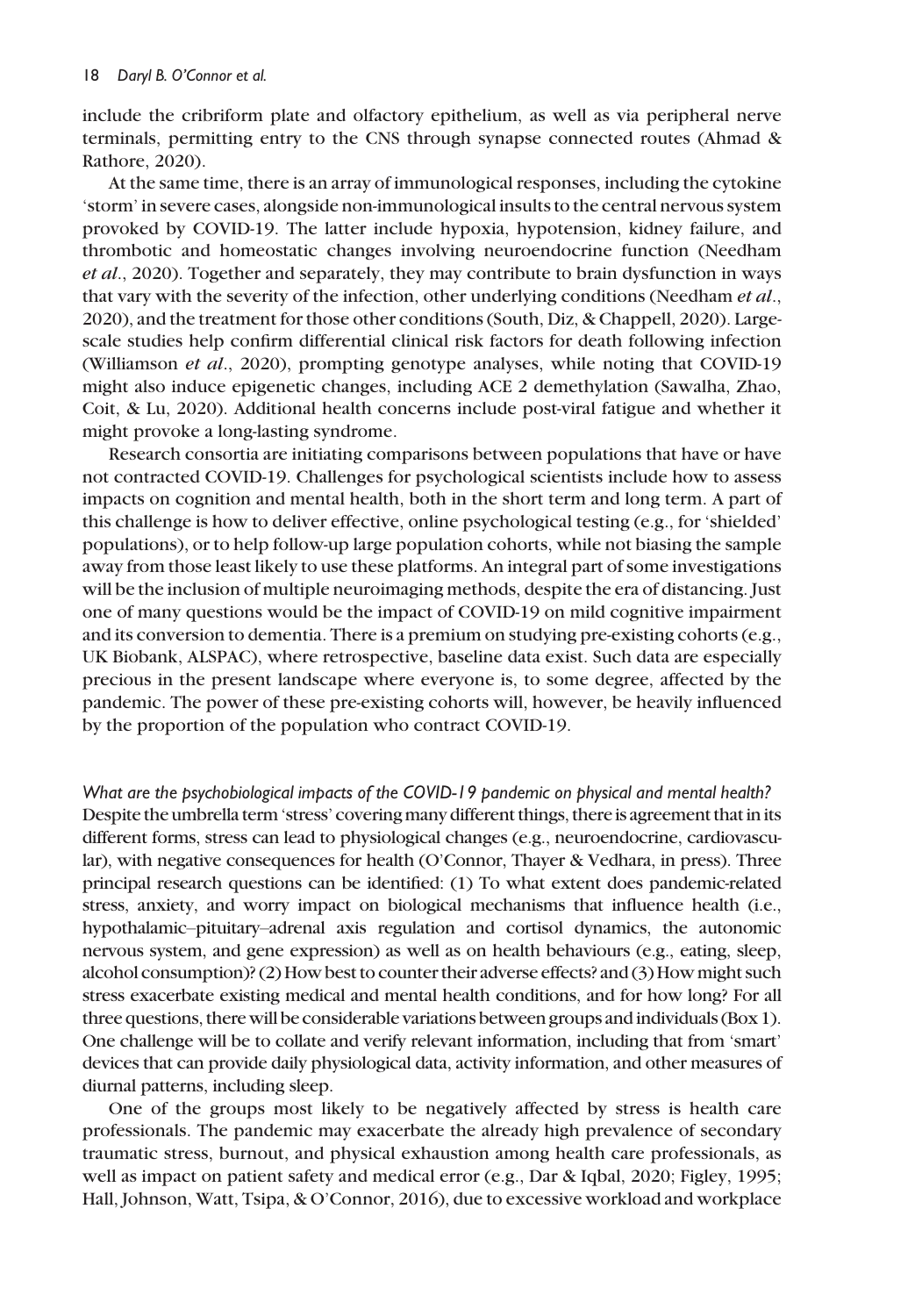include the cribriform plate and olfactory epithelium, as well as via peripheral nerve terminals, permitting entry to the CNS through synapse connected routes (Ahmad & Rathore, 2020).

At the same time, there is an array of immunological responses, including the cytokine 'storm' in severe cases, alongside non-immunological insults to the central nervous system provoked by COVID-19. The latter include hypoxia, hypotension, kidney failure, and thrombotic and homeostatic changes involving neuroendocrine function (Needham *et al*., 2020). Together and separately, they may contribute to brain dysfunction in ways that vary with the severity of the infection, other underlying conditions (Needham *et al*., 2020), and the treatment for those other conditions (South, Diz, & Chappell, 2020). Large-scale studies help confirm differential clinical risk factors for death following infection (Williamson *et al*., 2020), prompting genotype analyses, while noting that COVID-19 might also induce epigenetic changes, including ACE 2 demethylation (Sawalha, Zhao, Coit, & Lu, 2020). Additional health concerns include post-viral fatigue and whether it might provoke a long-lasting syndrome.

Research consortia are initiating comparisons between populations that have or have not contracted COVID-19. Challenges for psychological scientists include how to assess impacts on cognition and mental health, both in the short term and long term. A part of this challenge is how to deliver effective, online psychological testing (e.g., for 'shielded' populations), or to help follow-up large population cohorts, while not biasing the sample away from those least likely to use these platforms. An integral part of some investigations will be the inclusion of multiple neuroimaging methods, despite the era of distancing. Just one of many questions would be the impact of COVID-19 on mild cognitive impairment and its conversion to dementia. There is a premium on studying pre-existing cohorts (e.g., UK Biobank, ALSPAC), where retrospective, baseline data exist. Such data are especially precious in the present landscape where everyone is, to some degree, affected by the pandemic. The power of these pre-existing cohorts will, however, be heavily influenced by the proportion of the population who contract COVID-19.

*What are the psychobiological impacts of the COVID-19 pandemic on physical and mental health?*
Despite the umbrella term 'stress' covering many different things, there is agreement that in its different forms, stress can lead to physiological changes (e.g., neuroendocrine, cardiovascular), with negative consequences for health (O'Connor, Thayer & Vedhara, in press). Three principal research questions can be identified: (1) To what extent does pandemic-related stress, anxiety, and worry impact on biological mechanisms that influence health (i.e., hypothalamic–pituitary–adrenal axis regulation and cortisol dynamics, the autonomic nervous system, and gene expression) as well as on health behaviours (e.g., eating, sleep, alcohol consumption)? (2) How best to counter their adverse effects? and (3) How might such stress exacerbate existing medical and mental health conditions, and for how long? For all three questions, there will be considerable variations between groups and individuals (Box 1). One challenge will be to collate and verify relevant information, including that from 'smart' devices that can provide daily physiological data, activity information, and other measures of diurnal patterns, including sleep.

One of the groups most likely to be negatively affected by stress is health care professionals. The pandemic may exacerbate the already high prevalence of secondary traumatic stress, burnout, and physical exhaustion among health care professionals, as well as impact on patient safety and medical error (e.g., Dar & Iqbal, 2020; Figley, 1995; Hall, Johnson, Watt, Tsipa, & O'Connor, 2016), due to excessive workload and workplace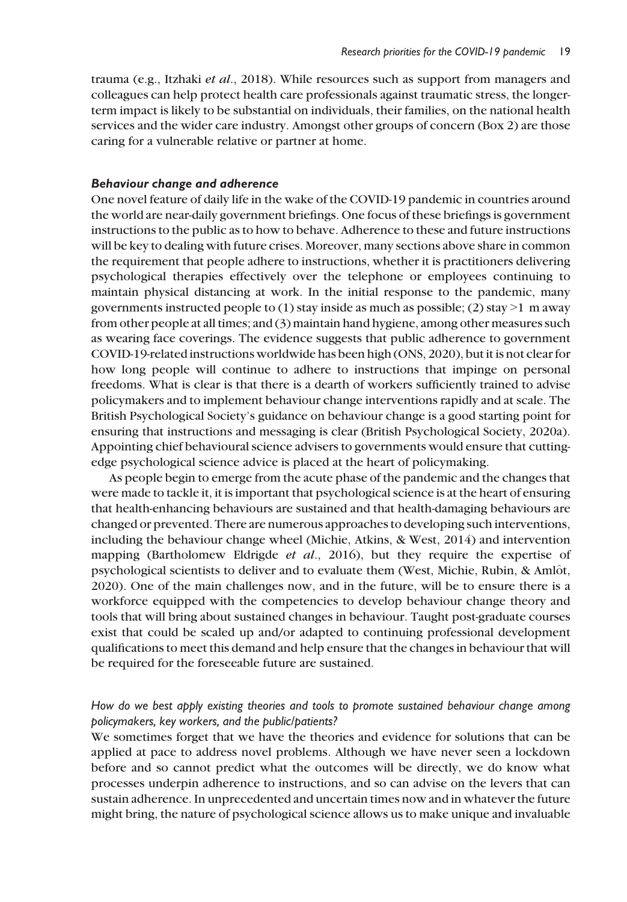trauma (e.g., Itzhaki *et al*., 2018). While resources such as support from managers and colleagues can help protect health care professionals against traumatic stress, the longer-term impact is likely to be substantial on individuals, their families, on the national health services and the wider care industry. Amongst other groups of concern (Box 2) are those caring for a vulnerable relative or partner at home.

### *Behaviour change and adherence*

One novel feature of daily life in the wake of the COVID-19 pandemic in countries around the world are near-daily government briefings. One focus of these briefings is government instructions to the public as to how to behave. Adherence to these and future instructions will be key to dealing with future crises. Moreover, many sections above share in common the requirement that people adhere to instructions, whether it is practitioners delivering psychological therapies effectively over the telephone or employees continuing to maintain physical distancing at work. In the initial response to the pandemic, many governments instructed people to (1) stay inside as much as possible; (2) stay >1 m away from other people at all times; and (3) maintain hand hygiene, among other measures such as wearing face coverings. The evidence suggests that public adherence to government COVID-19-related instructions worldwide has been high (ONS, 2020), but it is not clear for how long people will continue to adhere to instructions that impinge on personal freedoms. What is clear is that there is a dearth of workers sufficiently trained to advise policymakers and to implement behaviour change interventions rapidly and at scale. The British Psychological Society's guidance on behaviour change is a good starting point for ensuring that instructions and messaging is clear (British Psychological Society, 2020a). Appointing chief behavioural science advisers to governments would ensure that cutting-edge psychological science advice is placed at the heart of policymaking.

As people begin to emerge from the acute phase of the pandemic and the changes that were made to tackle it, it is important that psychological science is at the heart of ensuring that health-enhancing behaviours are sustained and that health-damaging behaviours are changed or prevented. There are numerous approaches to developing such interventions, including the behaviour change wheel (Michie, Atkins, & West, 2014) and intervention mapping (Bartholomew Eldrigde *et al*., 2016), but they require the expertise of psychological scientists to deliver and to evaluate them (West, Michie, Rubin, & Amlôt, 2020). One of the main challenges now, and in the future, will be to ensure there is a workforce equipped with the competencies to develop behaviour change theory and tools that will bring about sustained changes in behaviour. Taught post-graduate courses exist that could be scaled up and/or adapted to continuing professional development qualifications to meet this demand and help ensure that the changes in behaviour that will be required for the foreseeable future are sustained.

#### *How do we best apply existing theories and tools to promote sustained behaviour change among policymakers, key workers, and the public/patients?*

We sometimes forget that we have the theories and evidence for solutions that can be applied at pace to address novel problems. Although we have never seen a lockdown before and so cannot predict what the outcomes will be directly, we do know what processes underpin adherence to instructions, and so can advise on the levers that can sustain adherence. In unprecedented and uncertain times now and in whatever the future might bring, the nature of psychological science allows us to make unique and invaluable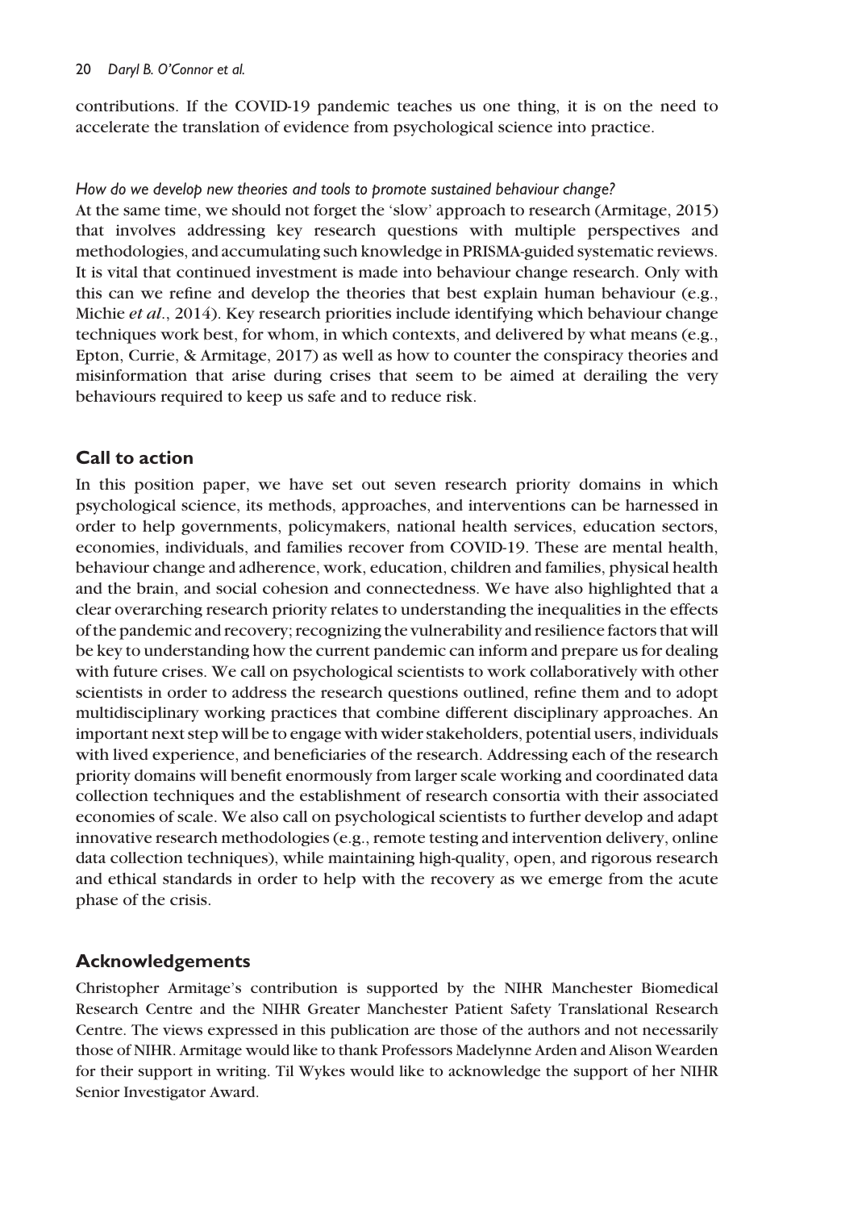contributions. If the COVID-19 pandemic teaches us one thing, it is on the need to accelerate the translation of evidence from psychological science into practice.

*How do we develop new theories and tools to promote sustained behaviour change?*

At the same time, we should not forget the 'slow' approach to research (Armitage, 2015) that involves addressing key research questions with multiple perspectives and methodologies, and accumulating such knowledge in PRISMA-guided systematic reviews. It is vital that continued investment is made into behaviour change research. Only with this can we refine and develop the theories that best explain human behaviour (e.g., Michie *et al*., 2014). Key research priorities include identifying which behaviour change techniques work best, for whom, in which contexts, and delivered by what means (e.g., Epton, Currie, & Armitage, 2017) as well as how to counter the conspiracy theories and misinformation that arise during crises that seem to be aimed at derailing the very behaviours required to keep us safe and to reduce risk.

## Call to action

In this position paper, we have set out seven research priority domains in which psychological science, its methods, approaches, and interventions can be harnessed in order to help governments, policymakers, national health services, education sectors, economies, individuals, and families recover from COVID-19. These are mental health, behaviour change and adherence, work, education, children and families, physical health and the brain, and social cohesion and connectedness. We have also highlighted that a clear overarching research priority relates to understanding the inequalities in the effects of the pandemic and recovery; recognizing the vulnerability and resilience factors that will be key to understanding how the current pandemic can inform and prepare us for dealing with future crises. We call on psychological scientists to work collaboratively with other scientists in order to address the research questions outlined, refine them and to adopt multidisciplinary working practices that combine different disciplinary approaches. An important next step will be to engage with wider stakeholders, potential users, individuals with lived experience, and beneficiaries of the research. Addressing each of the research priority domains will benefit enormously from larger scale working and coordinated data collection techniques and the establishment of research consortia with their associated economies of scale. We also call on psychological scientists to further develop and adapt innovative research methodologies (e.g., remote testing and intervention delivery, online data collection techniques), while maintaining high-quality, open, and rigorous research and ethical standards in order to help with the recovery as we emerge from the acute phase of the crisis.

## Acknowledgements

Christopher Armitage's contribution is supported by the NIHR Manchester Biomedical Research Centre and the NIHR Greater Manchester Patient Safety Translational Research Centre. The views expressed in this publication are those of the authors and not necessarily those of NIHR. Armitage would like to thank Professors Madelynne Arden and Alison Wearden for their support in writing. Til Wykes would like to acknowledge the support of her NIHR Senior Investigator Award.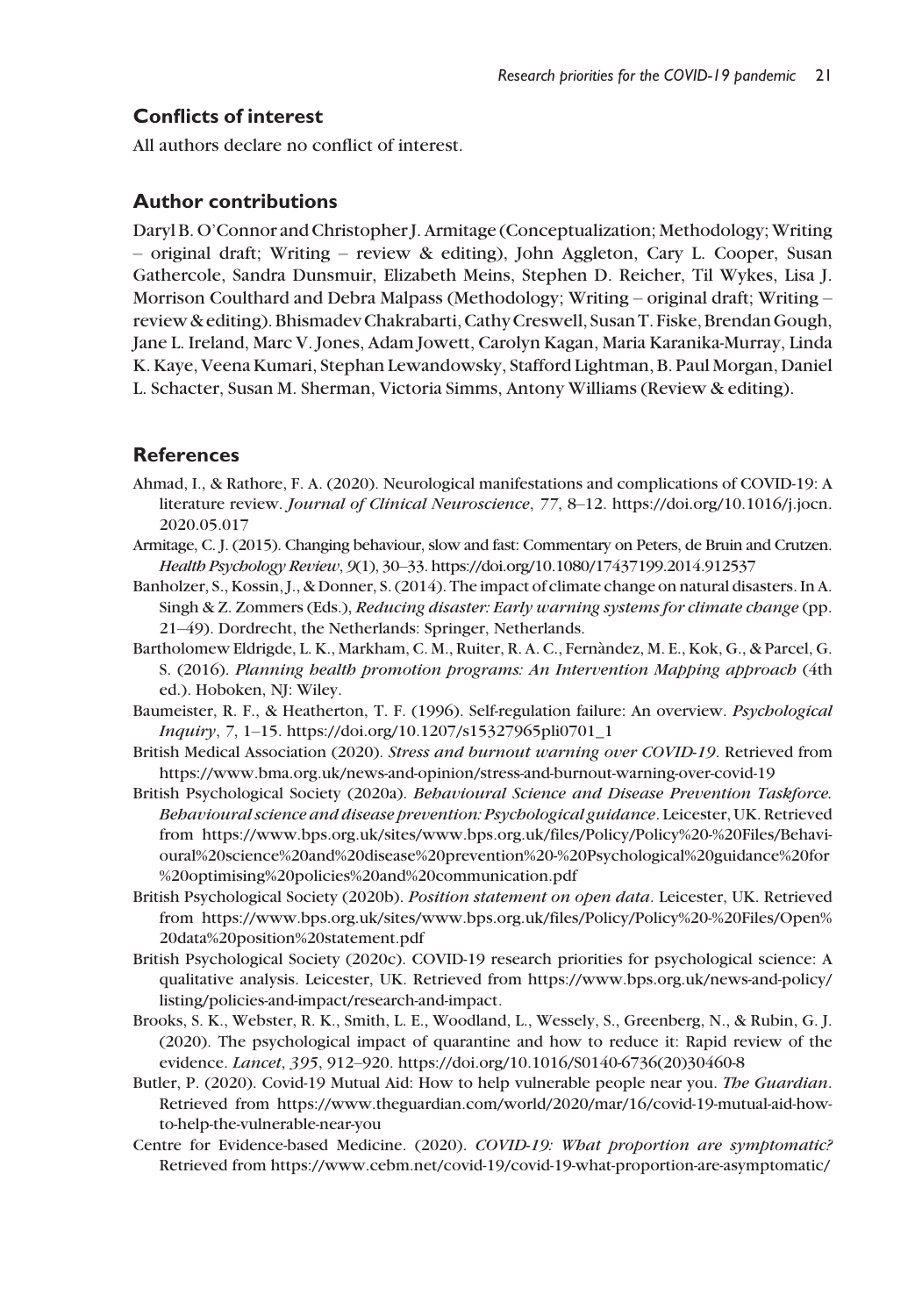## Conflicts of interest

All authors declare no conflict of interest.

## Author contributions

Daryl B. O'Connor and Christopher J. Armitage (Conceptualization; Methodology; Writing – original draft; Writing – review & editing), John Aggleton, Cary L. Cooper, Susan Gathercole, Sandra Dunsmuir, Elizabeth Meins, Stephen D. Reicher, Til Wykes, Lisa J. Morrison Coulthard and Debra Malpass (Methodology; Writing – original draft; Writing – review & editing). Bhismadev Chakrabarti, Cathy Creswell, Susan T. Fiske, Brendan Gough, Jane L. Ireland, Marc V. Jones, Adam Jowett, Carolyn Kagan, Maria Karanika-Murray, Linda K. Kaye, Veena Kumari, Stephan Lewandowsky, Stafford Lightman, B. Paul Morgan, Daniel L. Schacter, Susan M. Sherman, Victoria Simms, Antony Williams (Review & editing).

## References

Ahmad, I., & Rathore, F. A. (2020). Neurological manifestations and complications of COVID-19: A literature review. *Journal of Clinical Neuroscience*, *77*, 8–12. https://doi.org/10.1016/j.jocn.2020.05.017

Armitage, C. J. (2015). Changing behaviour, slow and fast: Commentary on Peters, de Bruin and Crutzen. *Health Psychology Review*, *9*(1), 30–33. https://doi.org/10.1080/17437199.2014.912537

Banholzer, S., Kossin, J., & Donner, S. (2014). The impact of climate change on natural disasters. In A. Singh & Z. Zommers (Eds.), *Reducing disaster: Early warning systems for climate change* (pp. 21–49). Dordrecht, the Netherlands: Springer, Netherlands.

Bartholomew Eldrigde, L. K., Markham, C. M., Ruiter, R. A. C., Fernàndez, M. E., Kok, G., & Parcel, G. S. (2016). *Planning health promotion programs: An Intervention Mapping approach* (4th ed.). Hoboken, NJ: Wiley.

Baumeister, R. F., & Heatherton, T. F. (1996). Self-regulation failure: An overview. *Psychological Inquiry*, *7*, 1–15. https://doi.org/10.1207/s15327965pli0701_1

British Medical Association (2020). *Stress and burnout warning over COVID-19*. Retrieved from https://www.bma.org.uk/news-and-opinion/stress-and-burnout-warning-over-covid-19

British Psychological Society (2020a). *Behavioural Science and Disease Prevention Taskforce. Behavioural science and disease prevention: Psychological guidance*. Leicester, UK. Retrieved from https://www.bps.org.uk/sites/www.bps.org.uk/files/Policy/Policy%20-%20Files/Behavioural%20science%20and%20disease%20prevention%20-%20Psychological%20guidance%20for%20optimising%20policies%20and%20communication.pdf

British Psychological Society (2020b). *Position statement on open data*. Leicester, UK. Retrieved from https://www.bps.org.uk/sites/www.bps.org.uk/files/Policy/Policy%20-%20Files/Open%20data%20position%20statement.pdf

British Psychological Society (2020c). COVID-19 research priorities for psychological science: A qualitative analysis. Leicester, UK. Retrieved from https://www.bps.org.uk/news-and-policy/listing/policies-and-impact/research-and-impact.

Brooks, S. K., Webster, R. K., Smith, L. E., Woodland, L., Wessely, S., Greenberg, N., & Rubin, G. J. (2020). The psychological impact of quarantine and how to reduce it: Rapid review of the evidence. *Lancet*, *395*, 912–920. https://doi.org/10.1016/S0140-6736(20)30460-8

Butler, P. (2020). Covid-19 Mutual Aid: How to help vulnerable people near you. *The Guardian*. Retrieved from https://www.theguardian.com/world/2020/mar/16/covid-19-mutual-aid-how-to-help-the-vulnerable-near-you

Centre for Evidence-based Medicine. (2020). *COVID-19: What proportion are symptomatic?* Retrieved from https://www.cebm.net/covid-19/covid-19-what-proportion-are-asymptomatic/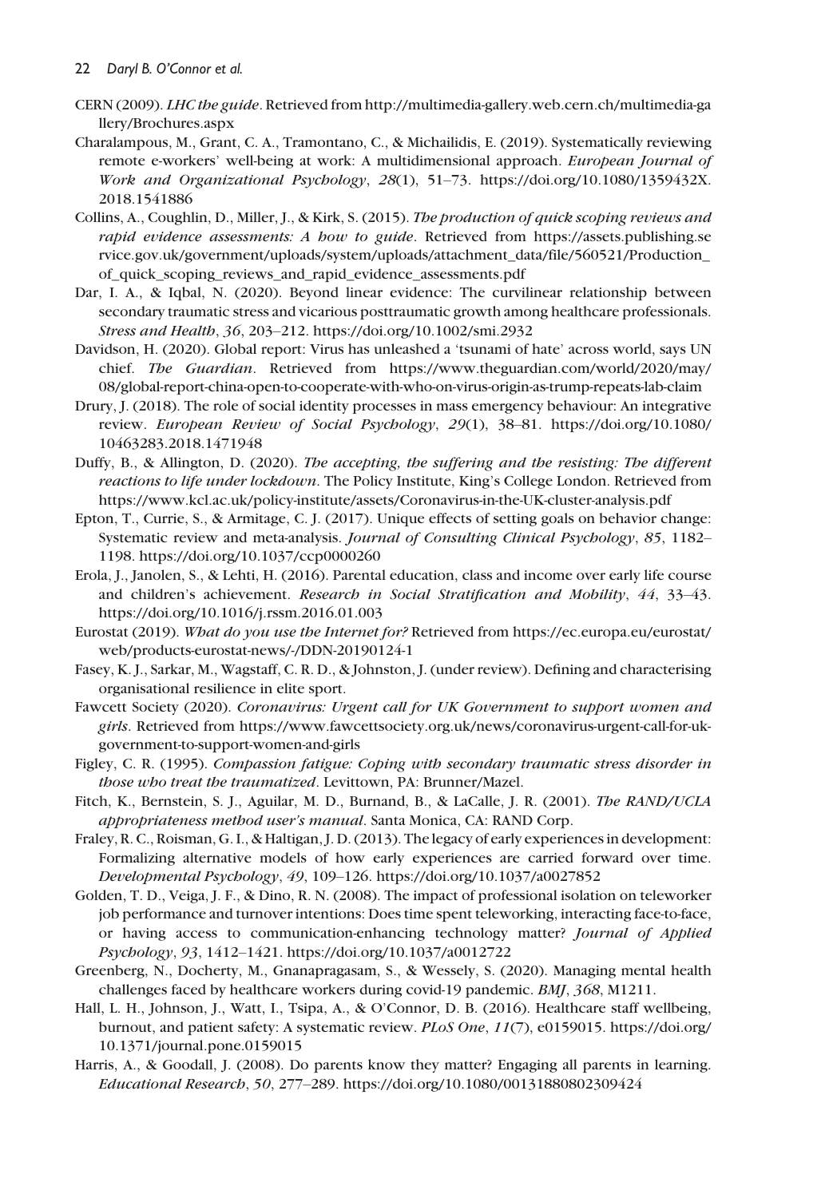CERN (2009). *LHC the guide*. Retrieved from http://multimedia-gallery.web.cern.ch/multimedia-gallery/Brochures.aspx

Charalampous, M., Grant, C. A., Tramontano, C., & Michailidis, E. (2019). Systematically reviewing remote e-workers' well-being at work: A multidimensional approach. *European Journal of Work and Organizational Psychology*, *28*(1), 51–73. https://doi.org/10.1080/1359432X.2018.1541886

Collins, A., Coughlin, D., Miller, J., & Kirk, S. (2015). *The production of quick scoping reviews and rapid evidence assessments: A how to guide*. Retrieved from https://assets.publishing.service.gov.uk/government/uploads/system/uploads/attachment_data/file/560521/Production_of_quick_scoping_reviews_and_rapid_evidence_assessments.pdf

Dar, I. A., & Iqbal, N. (2020). Beyond linear evidence: The curvilinear relationship between secondary traumatic stress and vicarious posttraumatic growth among healthcare professionals. *Stress and Health*, *36*, 203–212. https://doi.org/10.1002/smi.2932

Davidson, H. (2020). Global report: Virus has unleashed a 'tsunami of hate' across world, says UN chief. *The Guardian*. Retrieved from https://www.theguardian.com/world/2020/may/08/global-report-china-open-to-cooperate-with-who-on-virus-origin-as-trump-repeats-lab-claim

Drury, J. (2018). The role of social identity processes in mass emergency behaviour: An integrative review. *European Review of Social Psychology*, *29*(1), 38–81. https://doi.org/10.1080/10463283.2018.1471948

Duffy, B., & Allington, D. (2020). *The accepting, the suffering and the resisting: The different reactions to life under lockdown*. The Policy Institute, King's College London. Retrieved from https://www.kcl.ac.uk/policy-institute/assets/Coronavirus-in-the-UK-cluster-analysis.pdf

Epton, T., Currie, S., & Armitage, C. J. (2017). Unique effects of setting goals on behavior change: Systematic review and meta-analysis. *Journal of Consulting Clinical Psychology*, *85*, 1182–1198. https://doi.org/10.1037/ccp0000260

Erola, J., Janolen, S., & Lehti, H. (2016). Parental education, class and income over early life course and children's achievement. *Research in Social Stratification and Mobility*, *44*, 33–43. https://doi.org/10.1016/j.rssm.2016.01.003

Eurostat (2019). *What do you use the Internet for?* Retrieved from https://ec.europa.eu/eurostat/web/products-eurostat-news/-/DDN-20190124-1

Fasey, K. J., Sarkar, M., Wagstaff, C. R. D., & Johnston, J. (under review). Defining and characterising organisational resilience in elite sport.

Fawcett Society (2020). *Coronavirus: Urgent call for UK Government to support women and girls*. Retrieved from https://www.fawcettsociety.org.uk/news/coronavirus-urgent-call-for-uk-government-to-support-women-and-girls

Figley, C. R. (1995). *Compassion fatigue: Coping with secondary traumatic stress disorder in those who treat the traumatized*. Levittown, PA: Brunner/Mazel.

Fitch, K., Bernstein, S. J., Aguilar, M. D., Burnand, B., & LaCalle, J. R. (2001). *The RAND/UCLA appropriateness method user's manual*. Santa Monica, CA: RAND Corp.

Fraley, R. C., Roisman, G. I., & Haltigan, J. D. (2013). The legacy of early experiences in development: Formalizing alternative models of how early experiences are carried forward over time. *Developmental Psychology*, *49*, 109–126. https://doi.org/10.1037/a0027852

Golden, T. D., Veiga, J. F., & Dino, R. N. (2008). The impact of professional isolation on teleworker job performance and turnover intentions: Does time spent teleworking, interacting face-to-face, or having access to communication-enhancing technology matter? *Journal of Applied Psychology*, *93*, 1412–1421. https://doi.org/10.1037/a0012722

Greenberg, N., Docherty, M., Gnanapragasam, S., & Wessely, S. (2020). Managing mental health challenges faced by healthcare workers during covid-19 pandemic. *BMJ*, *368*, M1211.

Hall, L. H., Johnson, J., Watt, I., Tsipa, A., & O'Connor, D. B. (2016). Healthcare staff wellbeing, burnout, and patient safety: A systematic review. *PLoS One*, *11*(7), e0159015. https://doi.org/10.1371/journal.pone.0159015

Harris, A., & Goodall, J. (2008). Do parents know they matter? Engaging all parents in learning. *Educational Research*, *50*, 277–289. https://doi.org/10.1080/00131880802309424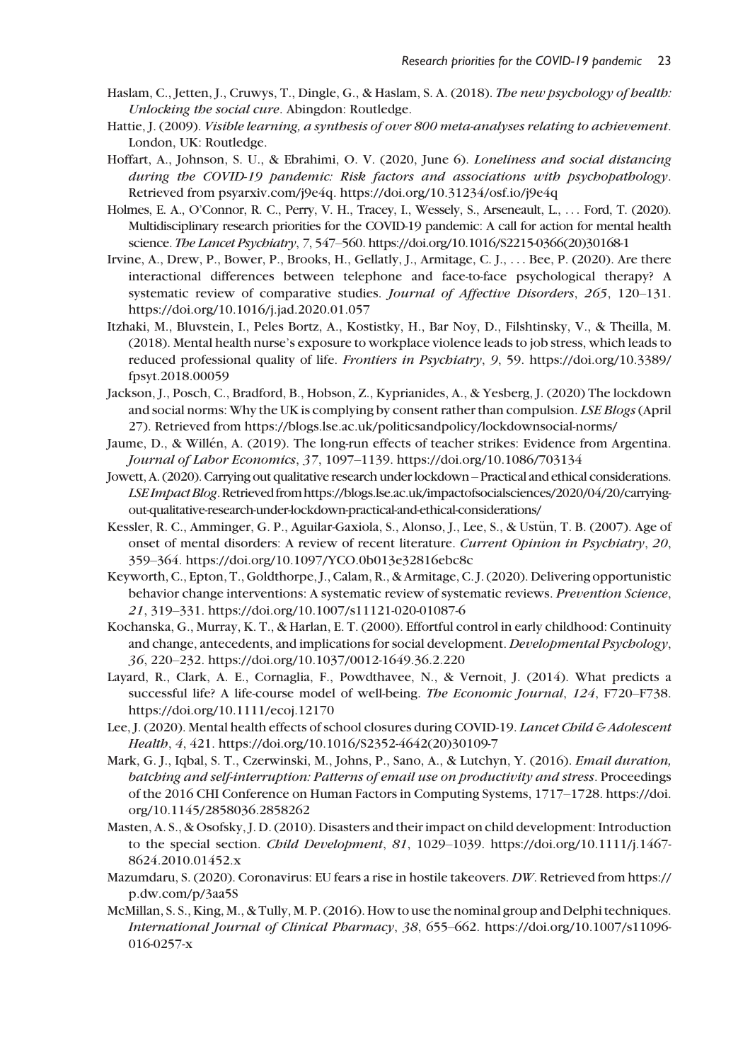Haslam, C., Jetten, J., Cruwys, T., Dingle, G., & Haslam, S. A. (2018). *The new psychology of health: Unlocking the social cure*. Abingdon: Routledge.

Hattie, J. (2009). *Visible learning, a synthesis of over 800 meta-analyses relating to achievement*. London, UK: Routledge.

Hoffart, A., Johnson, S. U., & Ebrahimi, O. V. (2020, June 6). *Loneliness and social distancing during the COVID-19 pandemic: Risk factors and associations with psychopathology*. Retrieved from psyarxiv.com/j9e4q. https://doi.org/10.31234/osf.io/j9e4q

Holmes, E. A., O'Connor, R. C., Perry, V. H., Tracey, I., Wessely, S., Arseneault, L., ... Ford, T. (2020). Multidisciplinary research priorities for the COVID-19 pandemic: A call for action for mental health science. *The Lancet Psychiatry*, *7*, 547–560. https://doi.org/10.1016/S2215-0366(20)30168-1

Irvine, A., Drew, P., Bower, P., Brooks, H., Gellatly, J., Armitage, C. J., ... Bee, P. (2020). Are there interactional differences between telephone and face-to-face psychological therapy? A systematic review of comparative studies. *Journal of Affective Disorders*, *265*, 120–131. https://doi.org/10.1016/j.jad.2020.01.057

Itzhaki, M., Bluvstein, I., Peles Bortz, A., Kostistky, H., Bar Noy, D., Filshtinsky, V., & Theilla, M. (2018). Mental health nurse's exposure to workplace violence leads to job stress, which leads to reduced professional quality of life. *Frontiers in Psychiatry*, *9*, 59. https://doi.org/10.3389/fpsyt.2018.00059

Jackson, J., Posch, C., Bradford, B., Hobson, Z., Kyprianides, A., & Yesberg, J. (2020) The lockdown and social norms: Why the UK is complying by consent rather than compulsion. *LSE Blogs* (April 27). Retrieved from https://blogs.lse.ac.uk/politicsandpolicy/lockdownsocial-norms/

Jaume, D., & Willén, A. (2019). The long-run effects of teacher strikes: Evidence from Argentina. *Journal of Labor Economics*, *37*, 1097–1139. https://doi.org/10.1086/703134

Jowett, A. (2020). Carrying out qualitative research under lockdown – Practical and ethical considerations. *LSE Impact Blog*. Retrieved from https://blogs.lse.ac.uk/impactofsocialsciences/2020/04/20/carrying-out-qualitative-research-under-lockdown-practical-and-ethical-considerations/

Kessler, R. C., Amminger, G. P., Aguilar-Gaxiola, S., Alonso, J., Lee, S., & Ustün, T. B. (2007). Age of onset of mental disorders: A review of recent literature. *Current Opinion in Psychiatry*, *20*, 359–364. https://doi.org/10.1097/YCO.0b013e32816ebc8c

Keyworth, C., Epton, T., Goldthorpe, J., Calam, R., & Armitage, C. J. (2020). Delivering opportunistic behavior change interventions: A systematic review of systematic reviews. *Prevention Science*, *21*, 319–331. https://doi.org/10.1007/s11121-020-01087-6

Kochanska, G., Murray, K. T., & Harlan, E. T. (2000). Effortful control in early childhood: Continuity and change, antecedents, and implications for social development. *Developmental Psychology*, *36*, 220–232. https://doi.org/10.1037/0012-1649.36.2.220

Layard, R., Clark, A. E., Cornaglia, F., Powdthavee, N., & Vernoit, J. (2014). What predicts a successful life? A life-course model of well-being. *The Economic Journal*, *124*, F720–F738. https://doi.org/10.1111/ecoj.12170

Lee, J. (2020). Mental health effects of school closures during COVID-19. *Lancet Child & Adolescent Health*, *4*, 421. https://doi.org/10.1016/S2352-4642(20)30109-7

Mark, G. J., Iqbal, S. T., Czerwinski, M., Johns, P., Sano, A., & Lutchyn, Y. (2016). *Email duration, batching and self-interruption: Patterns of email use on productivity and stress*. Proceedings of the 2016 CHI Conference on Human Factors in Computing Systems, 1717–1728. https://doi.org/10.1145/2858036.2858262

Masten, A. S., & Osofsky, J. D. (2010). Disasters and their impact on child development: Introduction to the special section. *Child Development*, *81*, 1029–1039. https://doi.org/10.1111/j.1467-8624.2010.01452.x

Mazumdaru, S. (2020). Coronavirus: EU fears a rise in hostile takeovers. *DW*. Retrieved from https://p.dw.com/p/3aa5S

McMillan, S. S., King, M., & Tully, M. P. (2016). How to use the nominal group and Delphi techniques. *International Journal of Clinical Pharmacy*, *38*, 655–662. https://doi.org/10.1007/s11096-016-0257-x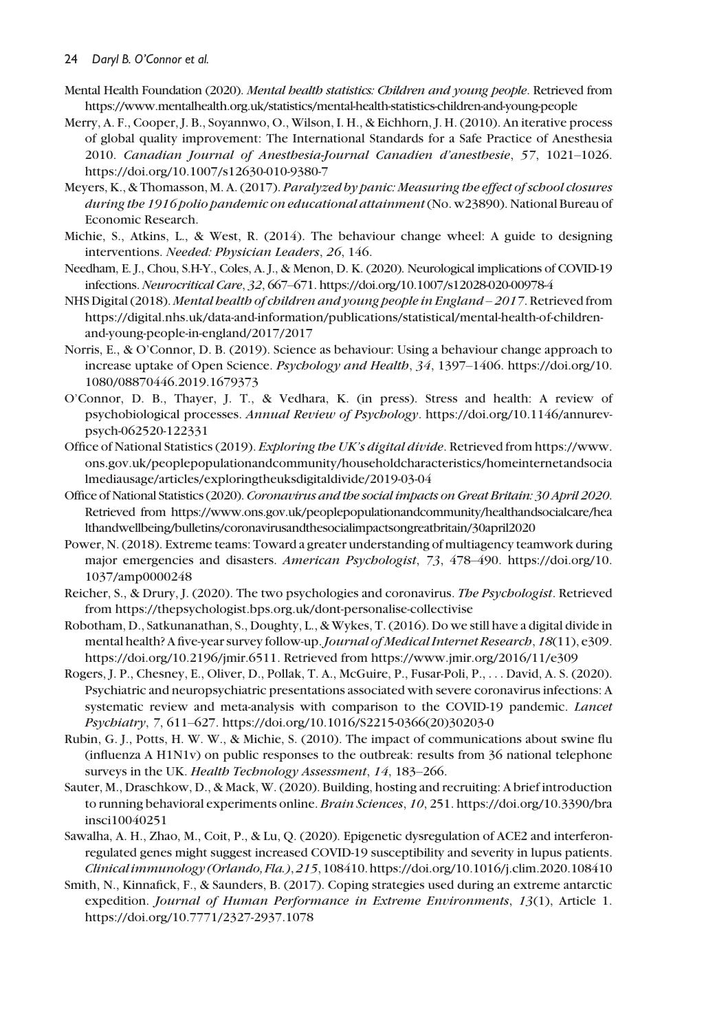Mental Health Foundation (2020). *Mental health statistics: Children and young people*. Retrieved from https://www.mentalhealth.org.uk/statistics/mental-health-statistics-children-and-young-people

Merry, A. F., Cooper, J. B., Soyannwo, O., Wilson, I. H., & Eichhorn, J. H. (2010). An iterative process of global quality improvement: The International Standards for a Safe Practice of Anesthesia 2010. *Canadian Journal of Anesthesia-Journal Canadien d'anesthesie*, *57*, 1021–1026. https://doi.org/10.1007/s12630-010-9380-7

Meyers, K., & Thomasson, M. A. (2017). *Paralyzed by panic: Measuring the effect of school closures during the 1916 polio pandemic on educational attainment* (No. w23890). National Bureau of Economic Research.

Michie, S., Atkins, L., & West, R. (2014). The behaviour change wheel: A guide to designing interventions. *Needed: Physician Leaders*, *26*, 146.

Needham, E. J., Chou, S.H-Y., Coles, A. J., & Menon, D. K. (2020). Neurological implications of COVID-19 infections. *Neurocritical Care*, *32*, 667–671. https://doi.org/10.1007/s12028-020-00978-4

NHS Digital (2018). *Mental health of children and young people in England – 2017*. Retrieved from https://digital.nhs.uk/data-and-information/publications/statistical/mental-health-of-children-and-young-people-in-england/2017/2017

Norris, E., & O'Connor, D. B. (2019). Science as behaviour: Using a behaviour change approach to increase uptake of Open Science. *Psychology and Health*, *34*, 1397–1406. https://doi.org/10.1080/08870446.2019.1679373

O'Connor, D. B., Thayer, J. T., & Vedhara, K. (in press). Stress and health: A review of psychobiological processes. *Annual Review of Psychology*. https://doi.org/10.1146/annurev-psych-062520-122331

Office of National Statistics (2019). *Exploring the UK's digital divide*. Retrieved from https://www.ons.gov.uk/peoplepopulationandcommunity/householdcharacteristics/homeinternetandsocialmediausage/articles/exploringtheuksdigitaldivide/2019-03-04

Office of National Statistics (2020). *Coronavirus and the social impacts on Great Britain: 30 April 2020*. Retrieved from https://www.ons.gov.uk/peoplepopulationandcommunity/healthandsocialcare/healthandwellbeing/bulletins/coronavirusandthesocialimpactsongreatbritain/30april2020

Power, N. (2018). Extreme teams: Toward a greater understanding of multiagency teamwork during major emergencies and disasters. *American Psychologist*, *73*, 478–490. https://doi.org/10.1037/amp0000248

Reicher, S., & Drury, J. (2020). The two psychologies and coronavirus. *The Psychologist*. Retrieved from https://thepsychologist.bps.org.uk/dont-personalise-collectivise

Robotham, D., Satkunanathan, S., Doughty, L., & Wykes, T. (2016). Do we still have a digital divide in mental health? A five-year survey follow-up. *Journal of Medical Internet Research*, *18*(11), e309. https://doi.org/10.2196/jmir.6511. Retrieved from https://www.jmir.org/2016/11/e309

Rogers, J. P., Chesney, E., Oliver, D., Pollak, T. A., McGuire, P., Fusar-Poli, P., . . . David, A. S. (2020). Psychiatric and neuropsychiatric presentations associated with severe coronavirus infections: A systematic review and meta-analysis with comparison to the COVID-19 pandemic. *Lancet Psychiatry*, *7*, 611–627. https://doi.org/10.1016/S2215-0366(20)30203-0

Rubin, G. J., Potts, H. W. W., & Michie, S. (2010). The impact of communications about swine flu (influenza A H1N1v) on public responses to the outbreak: results from 36 national telephone surveys in the UK. *Health Technology Assessment*, *14*, 183–266.

Sauter, M., Draschkow, D., & Mack, W. (2020). Building, hosting and recruiting: A brief introduction to running behavioral experiments online. *Brain Sciences*, *10*, 251. https://doi.org/10.3390/brainsci10040251

Sawalha, A. H., Zhao, M., Coit, P., & Lu, Q. (2020). Epigenetic dysregulation of ACE2 and interferon-regulated genes might suggest increased COVID-19 susceptibility and severity in lupus patients. *Clinical immunology (Orlando, Fla.)*, *215*, 108410. https://doi.org/10.1016/j.clim.2020.108410

Smith, N., Kinnafick, F., & Saunders, B. (2017). Coping strategies used during an extreme antarctic expedition. *Journal of Human Performance in Extreme Environments*, *13*(1), Article 1. https://doi.org/10.7771/2327-2937.1078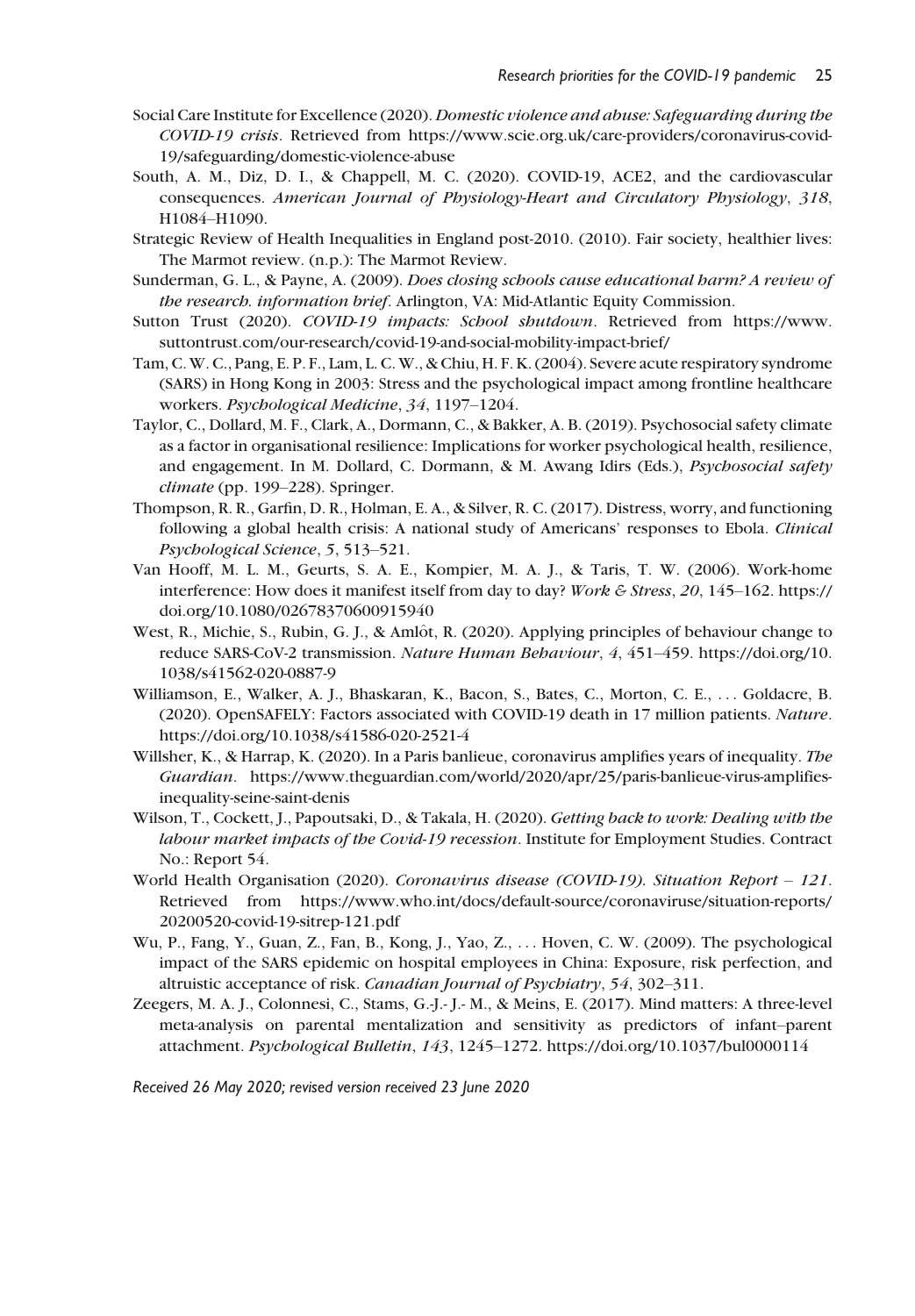Social Care Institute for Excellence (2020). *Domestic violence and abuse: Safeguarding during the COVID-19 crisis*. Retrieved from https://www.scie.org.uk/care-providers/coronavirus-covid-19/safeguarding/domestic-violence-abuse

South, A. M., Diz, D. I., & Chappell, M. C. (2020). COVID-19, ACE2, and the cardiovascular consequences. *American Journal of Physiology-Heart and Circulatory Physiology*, *318*, H1084–H1090.

Strategic Review of Health Inequalities in England post-2010. (2010). Fair society, healthier lives: The Marmot review. (n.p.): The Marmot Review.

Sunderman, G. L., & Payne, A. (2009). *Does closing schools cause educational harm? A review of the research. information brief*. Arlington, VA: Mid-Atlantic Equity Commission.

Sutton Trust (2020). *COVID-19 impacts: School shutdown*. Retrieved from https://www.suttontrust.com/our-research/covid-19-and-social-mobility-impact-brief/

Tam, C. W. C., Pang, E. P. F., Lam, L. C. W., & Chiu, H. F. K. (2004). Severe acute respiratory syndrome (SARS) in Hong Kong in 2003: Stress and the psychological impact among frontline healthcare workers. *Psychological Medicine*, *34*, 1197–1204.

Taylor, C., Dollard, M. F., Clark, A., Dormann, C., & Bakker, A. B. (2019). Psychosocial safety climate as a factor in organisational resilience: Implications for worker psychological health, resilience, and engagement. In M. Dollard, C. Dormann, & M. Awang Idirs (Eds.), *Psychosocial safety climate* (pp. 199–228). Springer.

Thompson, R. R., Garfin, D. R., Holman, E. A., & Silver, R. C. (2017). Distress, worry, and functioning following a global health crisis: A national study of Americans' responses to Ebola. *Clinical Psychological Science*, *5*, 513–521.

Van Hooff, M. L. M., Geurts, S. A. E., Kompier, M. A. J., & Taris, T. W. (2006). Work-home interference: How does it manifest itself from day to day? *Work & Stress*, *20*, 145–162. https://doi.org/10.1080/02678370600915940

West, R., Michie, S., Rubin, G. J., & Amlôt, R. (2020). Applying principles of behaviour change to reduce SARS-CoV-2 transmission. *Nature Human Behaviour*, *4*, 451–459. https://doi.org/10.1038/s41562-020-0887-9

Williamson, E., Walker, A. J., Bhaskaran, K., Bacon, S., Bates, C., Morton, C. E., . . . Goldacre, B. (2020). OpenSAFELY: Factors associated with COVID-19 death in 17 million patients. *Nature*. https://doi.org/10.1038/s41586-020-2521-4

Willsher, K., & Harrap, K. (2020). In a Paris banlieue, coronavirus amplifies years of inequality. *The Guardian*. https://www.theguardian.com/world/2020/apr/25/paris-banlieue-virus-amplifies-inequality-seine-saint-denis

Wilson, T., Cockett, J., Papoutsaki, D., & Takala, H. (2020). *Getting back to work: Dealing with the labour market impacts of the Covid-19 recession*. Institute for Employment Studies. Contract No.: Report 54.

World Health Organisation (2020). *Coronavirus disease (COVID-19). Situation Report – 121*. Retrieved from https://www.who.int/docs/default-source/coronaviruse/situation-reports/20200520-covid-19-sitrep-121.pdf

Wu, P., Fang, Y., Guan, Z., Fan, B., Kong, J., Yao, Z., . . . Hoven, C. W. (2009). The psychological impact of the SARS epidemic on hospital employees in China: Exposure, risk perfection, and altruistic acceptance of risk. *Canadian Journal of Psychiatry*, *54*, 302–311.

Zeegers, M. A. J., Colonnesi, C., Stams, G.-J.- J.- M., & Meins, E. (2017). Mind matters: A three-level meta-analysis on parental mentalization and sensitivity as predictors of infant–parent attachment. *Psychological Bulletin*, *143*, 1245–1272. https://doi.org/10.1037/bul0000114

*Received 26 May 2020; revised version received 23 June 2020*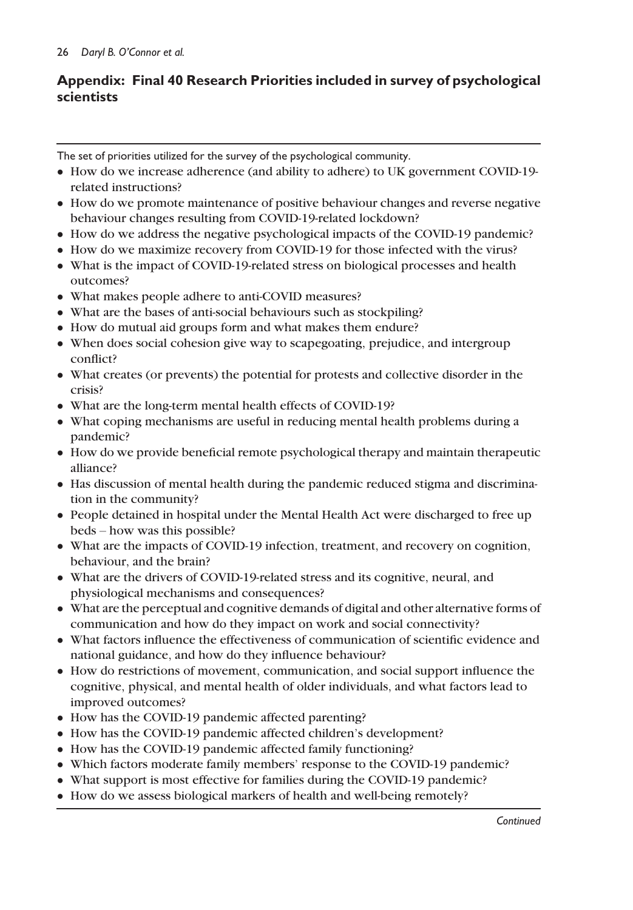## Appendix: Final 40 Research Priorities included in survey of psychological scientists

The set of priorities utilized for the survey of the psychological community.

- How do we increase adherence (and ability to adhere) to UK government COVID-19-related instructions?
- How do we promote maintenance of positive behaviour changes and reverse negative behaviour changes resulting from COVID-19-related lockdown?
- How do we address the negative psychological impacts of the COVID-19 pandemic?
- How do we maximize recovery from COVID-19 for those infected with the virus?
- What is the impact of COVID-19-related stress on biological processes and health outcomes?
- What makes people adhere to anti-COVID measures?
- What are the bases of anti-social behaviours such as stockpiling?
- How do mutual aid groups form and what makes them endure?
- When does social cohesion give way to scapegoating, prejudice, and intergroup conflict?
- What creates (or prevents) the potential for protests and collective disorder in the crisis?
- What are the long-term mental health effects of COVID-19?
- What coping mechanisms are useful in reducing mental health problems during a pandemic?
- How do we provide beneficial remote psychological therapy and maintain therapeutic alliance?
- Has discussion of mental health during the pandemic reduced stigma and discrimination in the community?
- People detained in hospital under the Mental Health Act were discharged to free up beds – how was this possible?
- What are the impacts of COVID-19 infection, treatment, and recovery on cognition, behaviour, and the brain?
- What are the drivers of COVID-19-related stress and its cognitive, neural, and physiological mechanisms and consequences?
- What are the perceptual and cognitive demands of digital and other alternative forms of communication and how do they impact on work and social connectivity?
- What factors influence the effectiveness of communication of scientific evidence and national guidance, and how do they influence behaviour?
- How do restrictions of movement, communication, and social support influence the cognitive, physical, and mental health of older individuals, and what factors lead to improved outcomes?
- How has the COVID-19 pandemic affected parenting?
- How has the COVID-19 pandemic affected children's development?
- How has the COVID-19 pandemic affected family functioning?
- Which factors moderate family members' response to the COVID-19 pandemic?
- What support is most effective for families during the COVID-19 pandemic?
- How do we assess biological markers of health and well-being remotely?

*Continued*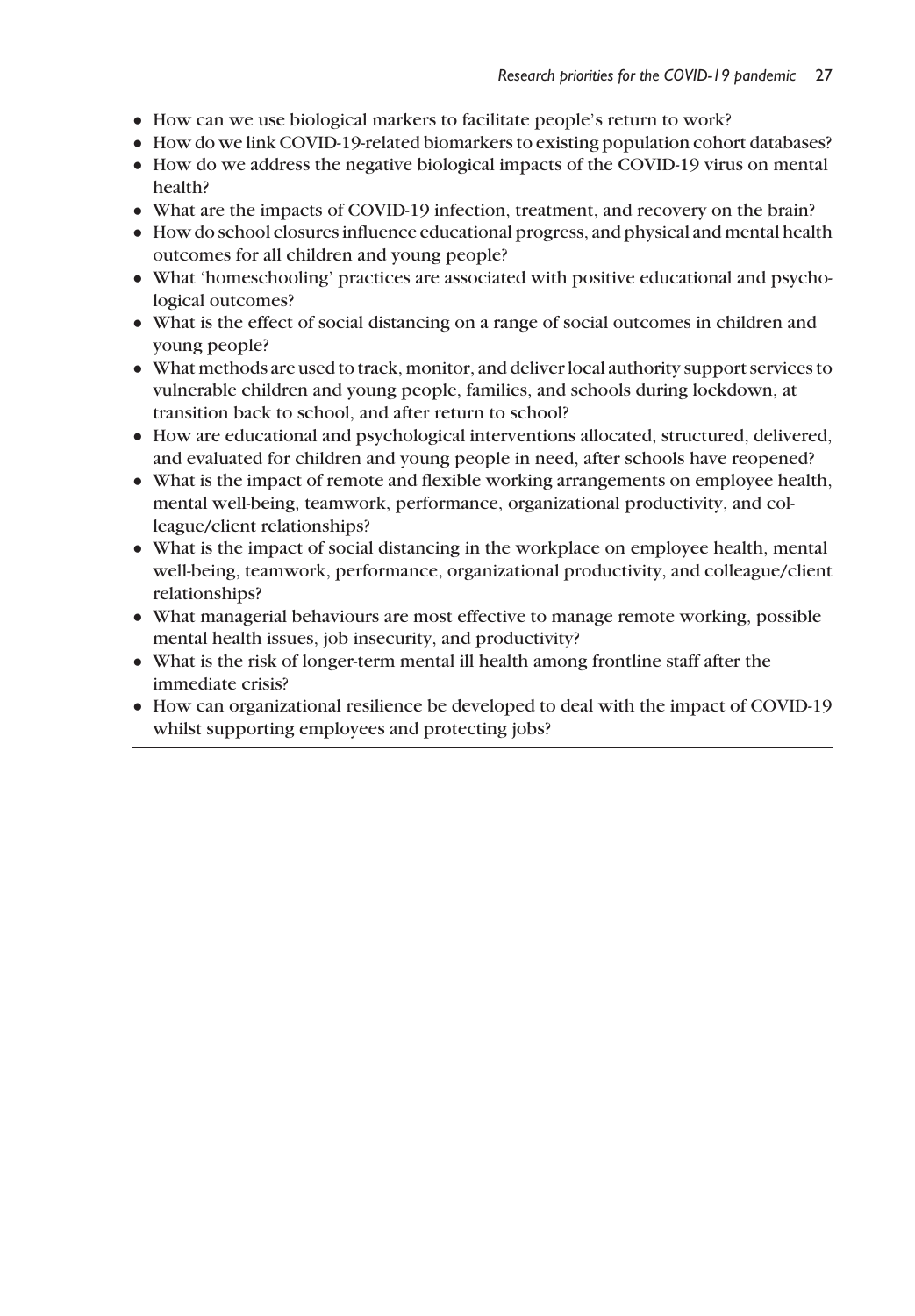- How can we use biological markers to facilitate people's return to work?
- How do we link COVID-19-related biomarkers to existing population cohort databases?
- How do we address the negative biological impacts of the COVID-19 virus on mental health?
- What are the impacts of COVID-19 infection, treatment, and recovery on the brain?
- How do school closures influence educational progress, and physical and mental health outcomes for all children and young people?
- What 'homeschooling' practices are associated with positive educational and psychological outcomes?
- What is the effect of social distancing on a range of social outcomes in children and young people?
- What methods are used to track, monitor, and deliver local authority support services to vulnerable children and young people, families, and schools during lockdown, at transition back to school, and after return to school?
- How are educational and psychological interventions allocated, structured, delivered, and evaluated for children and young people in need, after schools have reopened?
- What is the impact of remote and flexible working arrangements on employee health, mental well-being, teamwork, performance, organizational productivity, and colleague/client relationships?
- What is the impact of social distancing in the workplace on employee health, mental well-being, teamwork, performance, organizational productivity, and colleague/client relationships?
- What managerial behaviours are most effective to manage remote working, possible mental health issues, job insecurity, and productivity?
- What is the risk of longer-term mental ill health among frontline staff after the immediate crisis?
- How can organizational resilience be developed to deal with the impact of COVID-19 whilst supporting employees and protecting jobs?